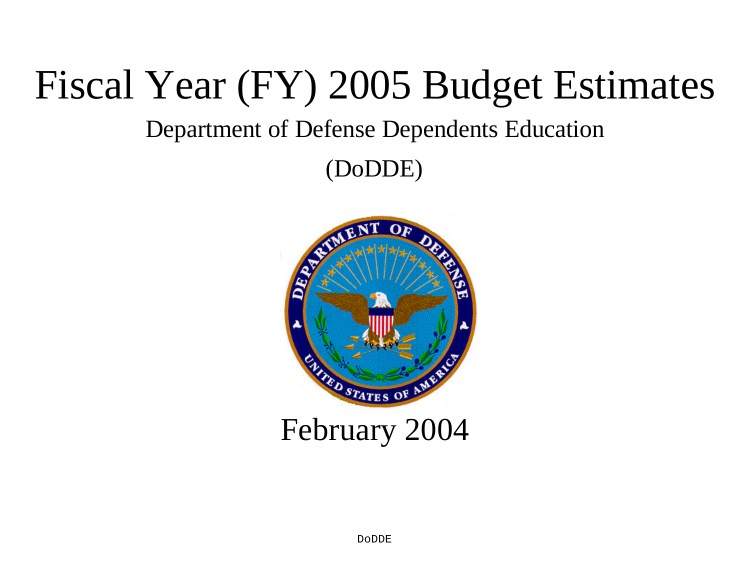# Fiscal Year (FY) 2005 Budget Estimates

## Department of Defense Dependents Education

## (DoDDE)

February 2004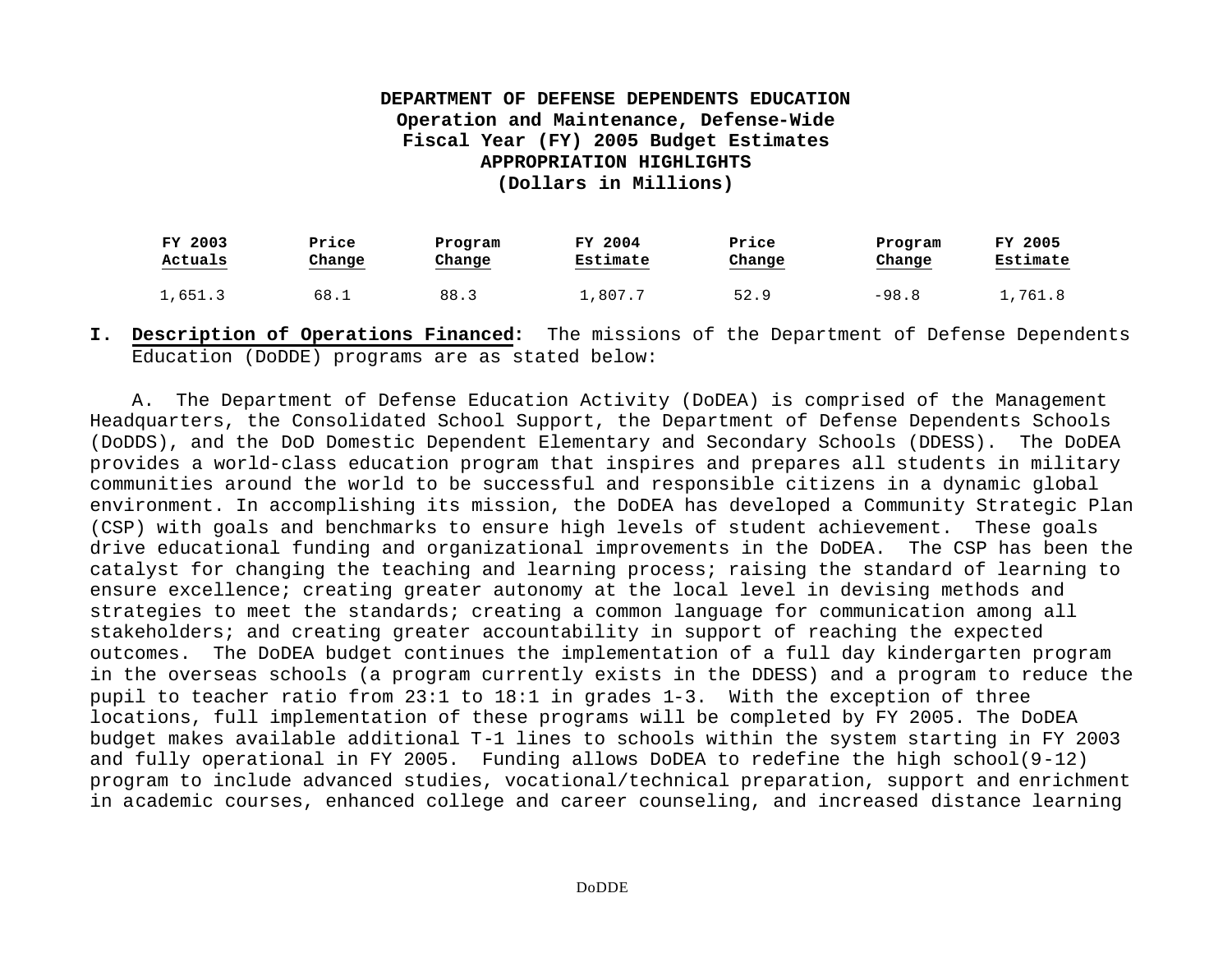**DEPARTMENT OF DEFENSE DEPENDENTS EDUCATION**
**Operation and Maintenance, Defense-Wide**
**Fiscal Year (FY) 2005 Budget Estimates**
**APPROPRIATION HIGHLIGHTS**
**(Dollars in Millions)**

| FY 2003 Actuals | Price Change | Program Change | FY 2004 Estimate | Price Change | Program Change | FY 2005 Estimate |
|---|---|---|---|---|---|---|
| 1,651.3 | 68.1 | 88.3 | 1,807.7 | 52.9 | -98.8 | 1,761.8 |

**I. Description of Operations Financed:** The missions of the Department of Defense Dependents Education (DoDDE) programs are as stated below:

A. The Department of Defense Education Activity (DoDEA) is comprised of the Management Headquarters, the Consolidated School Support, the Department of Defense Dependents Schools (DoDDS), and the DoD Domestic Dependent Elementary and Secondary Schools (DDESS). The DoDEA provides a world-class education program that inspires and prepares all students in military communities around the world to be successful and responsible citizens in a dynamic global environment. In accomplishing its mission, the DoDEA has developed a Community Strategic Plan (CSP) with goals and benchmarks to ensure high levels of student achievement. These goals drive educational funding and organizational improvements in the DoDEA. The CSP has been the catalyst for changing the teaching and learning process; raising the standard of learning to ensure excellence; creating greater autonomy at the local level in devising methods and strategies to meet the standards; creating a common language for communication among all stakeholders; and creating greater accountability in support of reaching the expected outcomes. The DoDEA budget continues the implementation of a full day kindergarten program in the overseas schools (a program currently exists in the DDESS) and a program to reduce the pupil to teacher ratio from 23:1 to 18:1 in grades 1-3. With the exception of three locations, full implementation of these programs will be completed by FY 2005. The DoDEA budget makes available additional T-1 lines to schools within the system starting in FY 2003 and fully operational in FY 2005. Funding allows DoDEA to redefine the high school(9-12) program to include advanced studies, vocational/technical preparation, support and enrichment in academic courses, enhanced college and career counseling, and increased distance learning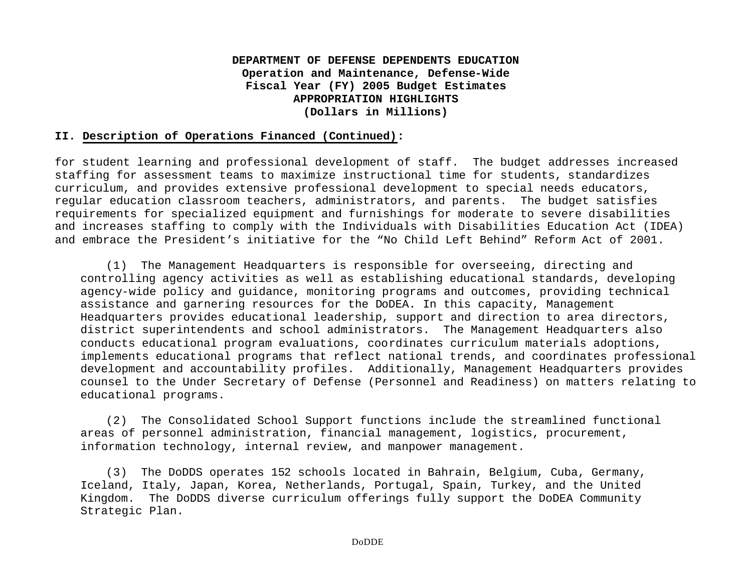**DEPARTMENT OF DEFENSE DEPENDENTS EDUCATION**
**Operation and Maintenance, Defense-Wide**
**Fiscal Year (FY) 2005 Budget Estimates**
**APPROPRIATION HIGHLIGHTS**
**(Dollars in Millions)**

**II. Description of Operations Financed (Continued):**

for student learning and professional development of staff. The budget addresses increased staffing for assessment teams to maximize instructional time for students, standardizes curriculum, and provides extensive professional development to special needs educators, regular education classroom teachers, administrators, and parents. The budget satisfies requirements for specialized equipment and furnishings for moderate to severe disabilities and increases staffing to comply with the Individuals with Disabilities Education Act (IDEA) and embrace the President's initiative for the "No Child Left Behind" Reform Act of 2001.

(1) The Management Headquarters is responsible for overseeing, directing and controlling agency activities as well as establishing educational standards, developing agency-wide policy and guidance, monitoring programs and outcomes, providing technical assistance and garnering resources for the DoDEA. In this capacity, Management Headquarters provides educational leadership, support and direction to area directors, district superintendents and school administrators. The Management Headquarters also conducts educational program evaluations, coordinates curriculum materials adoptions, implements educational programs that reflect national trends, and coordinates professional development and accountability profiles. Additionally, Management Headquarters provides counsel to the Under Secretary of Defense (Personnel and Readiness) on matters relating to educational programs.

(2) The Consolidated School Support functions include the streamlined functional areas of personnel administration, financial management, logistics, procurement, information technology, internal review, and manpower management.

(3) The DoDDS operates 152 schools located in Bahrain, Belgium, Cuba, Germany, Iceland, Italy, Japan, Korea, Netherlands, Portugal, Spain, Turkey, and the United Kingdom. The DoDDS diverse curriculum offerings fully support the DoDEA Community Strategic Plan.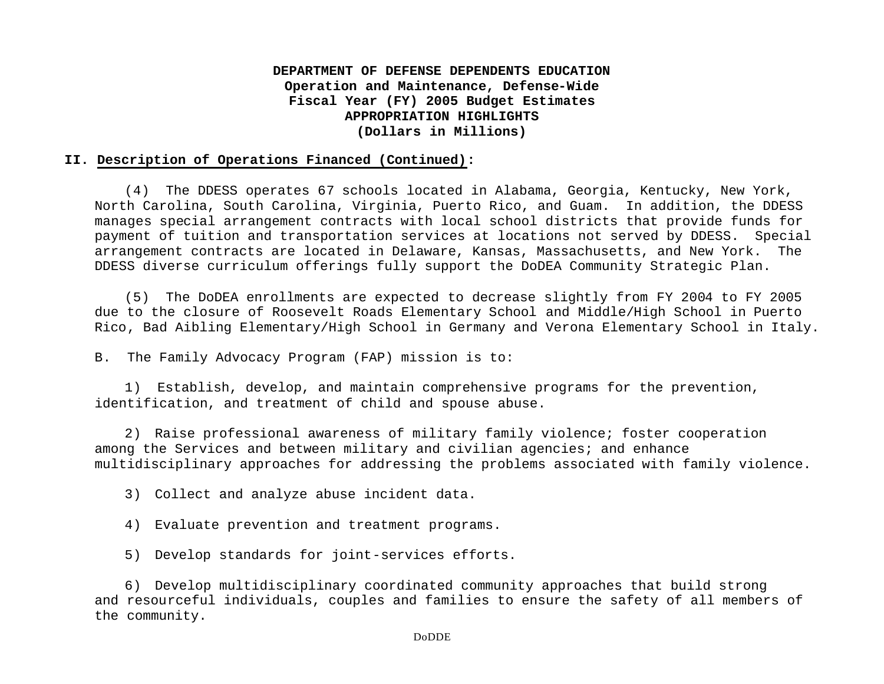**DEPARTMENT OF DEFENSE DEPENDENTS EDUCATION**
**Operation and Maintenance, Defense-Wide**
**Fiscal Year (FY) 2005 Budget Estimates**
**APPROPRIATION HIGHLIGHTS**
**(Dollars in Millions)**

**II. Description of Operations Financed (Continued):**

(4) The DDESS operates 67 schools located in Alabama, Georgia, Kentucky, New York, North Carolina, South Carolina, Virginia, Puerto Rico, and Guam. In addition, the DDESS manages special arrangement contracts with local school districts that provide funds for payment of tuition and transportation services at locations not served by DDESS. Special arrangement contracts are located in Delaware, Kansas, Massachusetts, and New York. The DDESS diverse curriculum offerings fully support the DoDEA Community Strategic Plan.

(5) The DoDEA enrollments are expected to decrease slightly from FY 2004 to FY 2005 due to the closure of Roosevelt Roads Elementary School and Middle/High School in Puerto Rico, Bad Aibling Elementary/High School in Germany and Verona Elementary School in Italy.

B. The Family Advocacy Program (FAP) mission is to:

1) Establish, develop, and maintain comprehensive programs for the prevention, identification, and treatment of child and spouse abuse.

2) Raise professional awareness of military family violence; foster cooperation among the Services and between military and civilian agencies; and enhance multidisciplinary approaches for addressing the problems associated with family violence.

3) Collect and analyze abuse incident data.

4) Evaluate prevention and treatment programs.

5) Develop standards for joint-services efforts.

6) Develop multidisciplinary coordinated community approaches that build strong and resourceful individuals, couples and families to ensure the safety of all members of the community.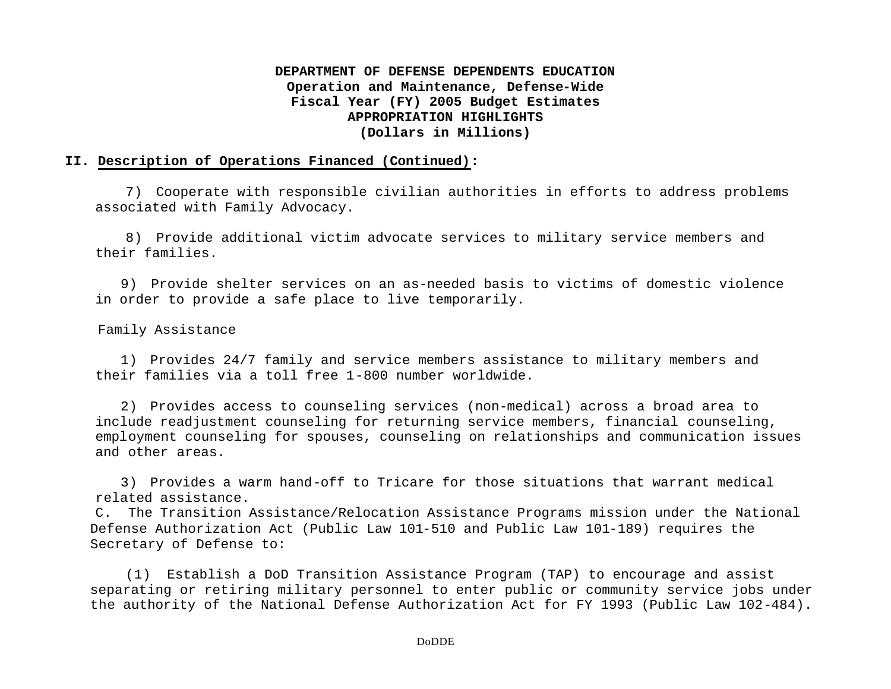**DEPARTMENT OF DEFENSE DEPENDENTS EDUCATION**
**Operation and Maintenance, Defense-Wide**
**Fiscal Year (FY) 2005 Budget Estimates**
**APPROPRIATION HIGHLIGHTS**
**(Dollars in Millions)**

## II. Description of Operations Financed (Continued):

7) Cooperate with responsible civilian authorities in efforts to address problems associated with Family Advocacy.

8) Provide additional victim advocate services to military service members and their families.

9) Provide shelter services on an as-needed basis to victims of domestic violence in order to provide a safe place to live temporarily.

Family Assistance

1) Provides 24/7 family and service members assistance to military members and their families via a toll free 1-800 number worldwide.

2) Provides access to counseling services (non-medical) across a broad area to include readjustment counseling for returning service members, financial counseling, employment counseling for spouses, counseling on relationships and communication issues and other areas.

3) Provides a warm hand-off to Tricare for those situations that warrant medical related assistance.

C. The Transition Assistance/Relocation Assistance Programs mission under the National Defense Authorization Act (Public Law 101-510 and Public Law 101-189) requires the Secretary of Defense to:

(1) Establish a DoD Transition Assistance Program (TAP) to encourage and assist separating or retiring military personnel to enter public or community service jobs under the authority of the National Defense Authorization Act for FY 1993 (Public Law 102-484).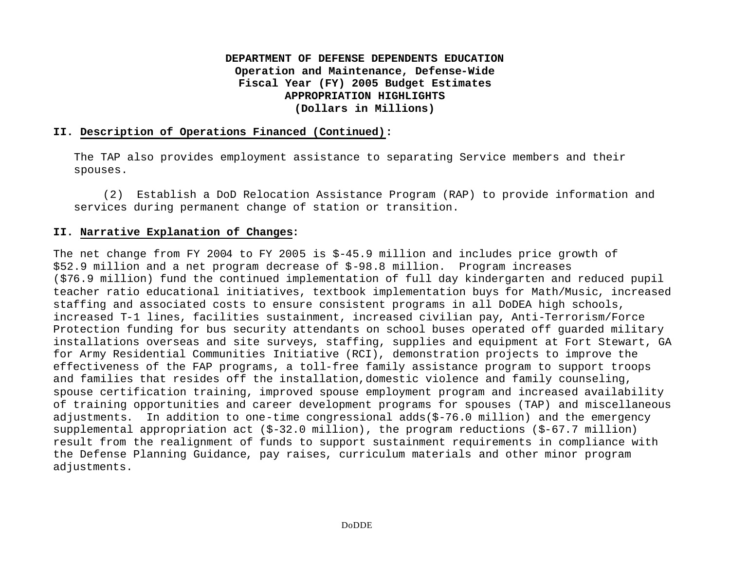**DEPARTMENT OF DEFENSE DEPENDENTS EDUCATION**
**Operation and Maintenance, Defense-Wide**
**Fiscal Year (FY) 2005 Budget Estimates**
**APPROPRIATION HIGHLIGHTS**
**(Dollars in Millions)**

## II. Description of Operations Financed (Continued):

The TAP also provides employment assistance to separating Service members and their spouses.

(2) Establish a DoD Relocation Assistance Program (RAP) to provide information and services during permanent change of station or transition.

## II. Narrative Explanation of Changes:

The net change from FY 2004 to FY 2005 is $-45.9 million and includes price growth of $52.9 million and a net program decrease of $-98.8 million. Program increases ($76.9 million) fund the continued implementation of full day kindergarten and reduced pupil teacher ratio educational initiatives, textbook implementation buys for Math/Music, increased staffing and associated costs to ensure consistent programs in all DoDEA high schools, increased T-1 lines, facilities sustainment, increased civilian pay, Anti-Terrorism/Force Protection funding for bus security attendants on school buses operated off guarded military installations overseas and site surveys, staffing, supplies and equipment at Fort Stewart, GA for Army Residential Communities Initiative (RCI), demonstration projects to improve the effectiveness of the FAP programs, a toll-free family assistance program to support troops and families that resides off the installation,domestic violence and family counseling, spouse certification training, improved spouse employment program and increased availability of training opportunities and career development programs for spouses (TAP) and miscellaneous adjustments. In addition to one-time congressional adds($-76.0 million) and the emergency supplemental appropriation act ($-32.0 million), the program reductions ($-67.7 million) result from the realignment of funds to support sustainment requirements in compliance with the Defense Planning Guidance, pay raises, curriculum materials and other minor program adjustments.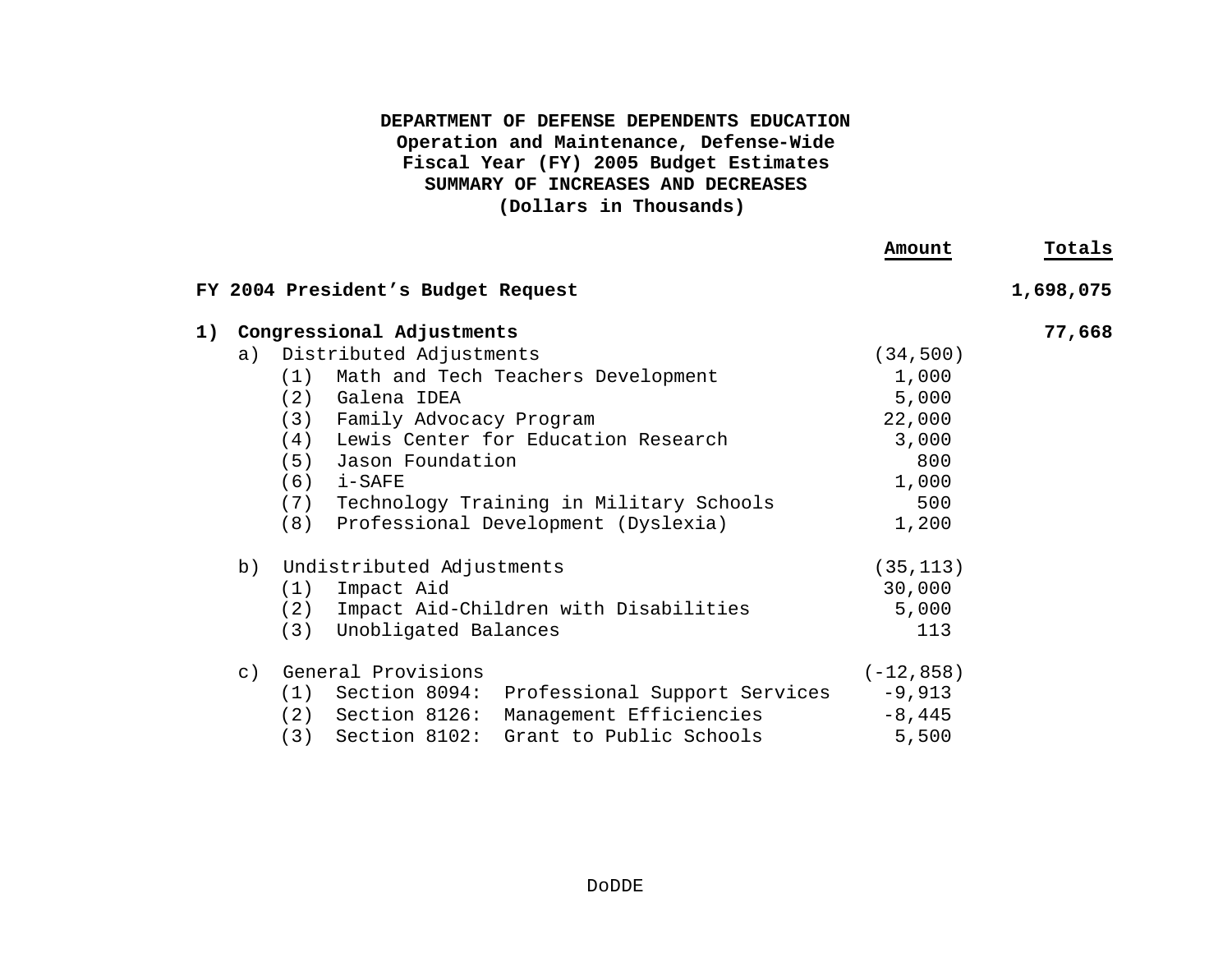**DEPARTMENT OF DEFENSE DEPENDENTS EDUCATION**
**Operation and Maintenance, Defense-Wide**
**Fiscal Year (FY) 2005 Budget Estimates**
**SUMMARY OF INCREASES AND DECREASES**
**(Dollars in Thousands)**

| | Amount | Totals |
|---|---|---|
| **FY 2004 President's Budget Request** | | **1,698,075** |
| **1) Congressional Adjustments** | | **77,668** |
| a) Distributed Adjustments | (34,500) | |
| (1) Math and Tech Teachers Development | 1,000 | |
| (2) Galena IDEA | 5,000 | |
| (3) Family Advocacy Program | 22,000 | |
| (4) Lewis Center for Education Research | 3,000 | |
| (5) Jason Foundation | 800 | |
| (6) i-SAFE | 1,000 | |
| (7) Technology Training in Military Schools | 500 | |
| (8) Professional Development (Dyslexia) | 1,200 | |
| b) Undistributed Adjustments | (35,113) | |
| (1) Impact Aid | 30,000 | |
| (2) Impact Aid-Children with Disabilities | 5,000 | |
| (3) Unobligated Balances | 113 | |
| c) General Provisions | (-12,858) | |
| (1) Section 8094: Professional Support Services | -9,913 | |
| (2) Section 8126: Management Efficiencies | -8,445 | |
| (3) Section 8102: Grant to Public Schools | 5,500 | |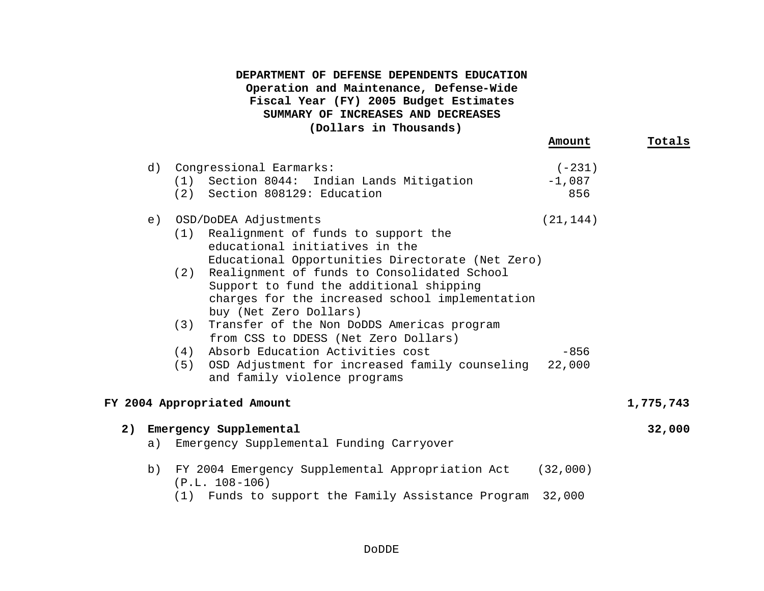**DEPARTMENT OF DEFENSE DEPENDENTS EDUCATION**
**Operation and Maintenance, Defense-Wide**
**Fiscal Year (FY) 2005 Budget Estimates**
**SUMMARY OF INCREASES AND DECREASES**
**(Dollars in Thousands)**

| | Amount | Totals |
|---|---|---|
| d) Congressional Earmarks: | (-231) | |
| (1) Section 8044: Indian Lands Mitigation | -1,087 | |
| (2) Section 808129: Education | 856 | |
| e) OSD/DoDEA Adjustments | (21,144) | |
| (1) Realignment of funds to support the educational initiatives in the Educational Opportunities Directorate (Net Zero) | | |
| (2) Realignment of funds to Consolidated School Support to fund the additional shipping charges for the increased school implementation buy (Net Zero Dollars) | | |
| (3) Transfer of the Non DoDDS Americas program from CSS to DDESS (Net Zero Dollars) | | |
| (4) Absorb Education Activities cost | -856 | |
| (5) OSD Adjustment for increased family counseling and family violence programs | 22,000 | |
| **FY 2004 Appropriated Amount** | | **1,775,743** |
| **2) Emergency Supplemental** | | **32,000** |
| a) Emergency Supplemental Funding Carryover | | |
| b) FY 2004 Emergency Supplemental Appropriation Act (P.L. 108-106) | (32,000) | |
| (1) Funds to support the Family Assistance Program | 32,000 | |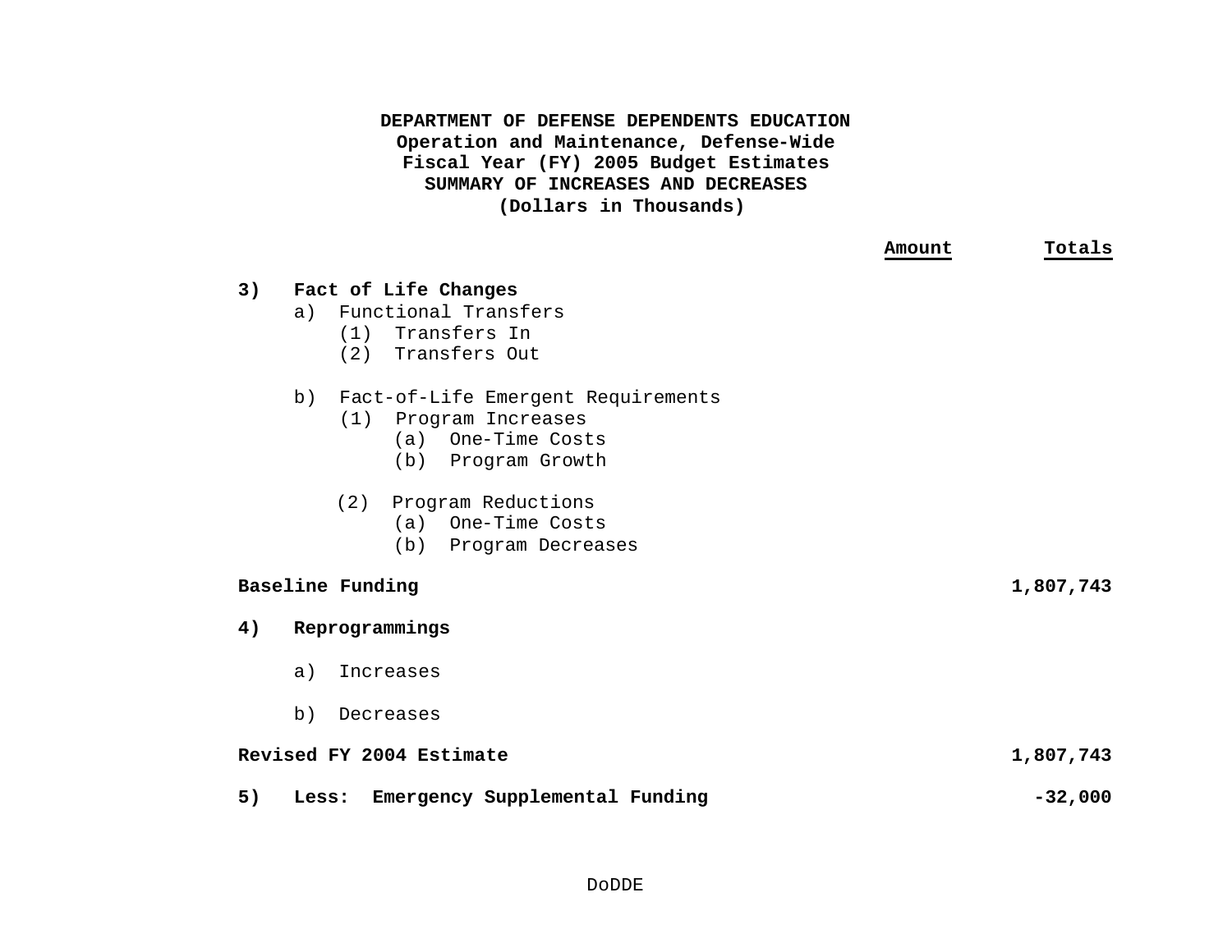**DEPARTMENT OF DEFENSE DEPENDENTS EDUCATION**
**Operation and Maintenance, Defense-Wide**
**Fiscal Year (FY) 2005 Budget Estimates**
**SUMMARY OF INCREASES AND DECREASES**
**(Dollars in Thousands)**

| | Amount | Totals |
|---|---|---|
| **3) Fact of Life Changes** | | |
| a) Functional Transfers | | |
| (1) Transfers In | | |
| (2) Transfers Out | | |
| b) Fact-of-Life Emergent Requirements | | |
| (1) Program Increases | | |
| (a) One-Time Costs | | |
| (b) Program Growth | | |
| (2) Program Reductions | | |
| (a) One-Time Costs | | |
| (b) Program Decreases | | |
| **Baseline Funding** | | **1,807,743** |
| **4) Reprogrammings** | | |
| a) Increases | | |
| b) Decreases | | |
| **Revised FY 2004 Estimate** | | **1,807,743** |
| **5) Less: Emergency Supplemental Funding** | | **-32,000** |

DoDDE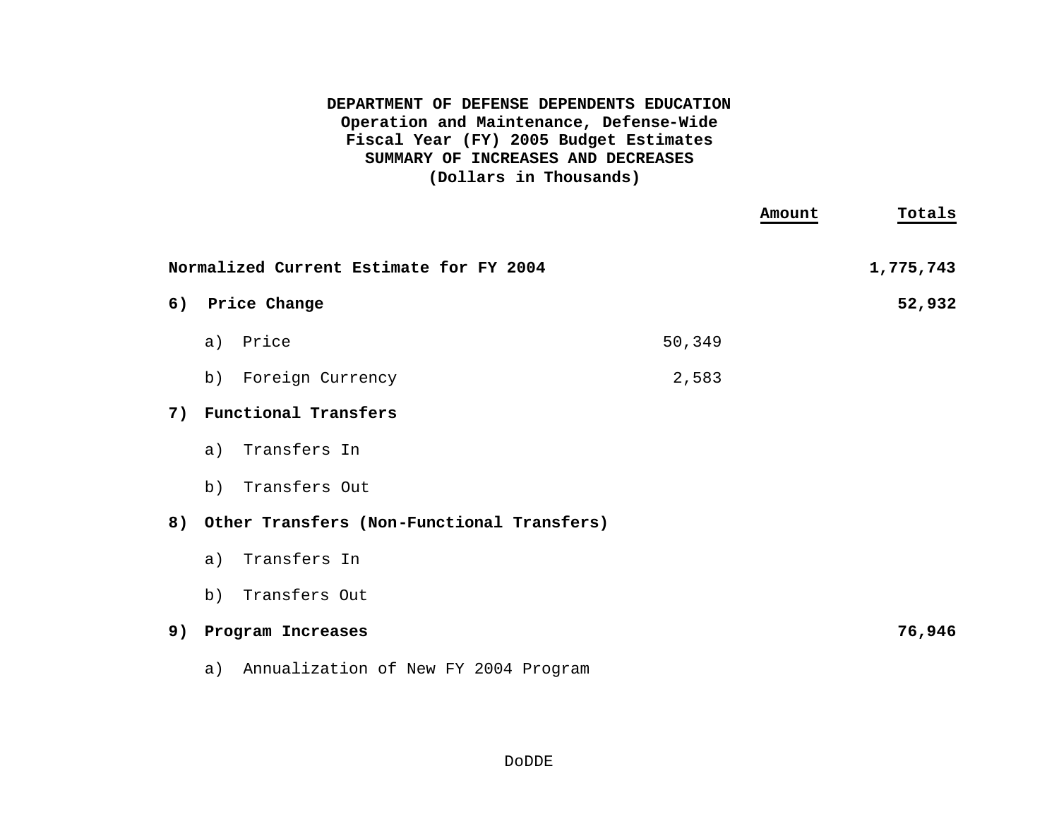**DEPARTMENT OF DEFENSE DEPENDENTS EDUCATION**
**Operation and Maintenance, Defense-Wide**
**Fiscal Year (FY) 2005 Budget Estimates**
**SUMMARY OF INCREASES AND DECREASES**
**(Dollars in Thousands)**

| | | Amount | Totals |
|---|---|---|---|
| **Normalized Current Estimate for FY 2004** | | | **1,775,743** |
| **6) Price Change** | | | **52,932** |
| a) Price | 50,349 | | |
| b) Foreign Currency | 2,583 | | |
| **7) Functional Transfers** | | | |
| a) Transfers In | | | |
| b) Transfers Out | | | |
| **8) Other Transfers (Non-Functional Transfers)** | | | |
| a) Transfers In | | | |
| b) Transfers Out | | | |
| **9) Program Increases** | | | **76,946** |
| a) Annualization of New FY 2004 Program | | | |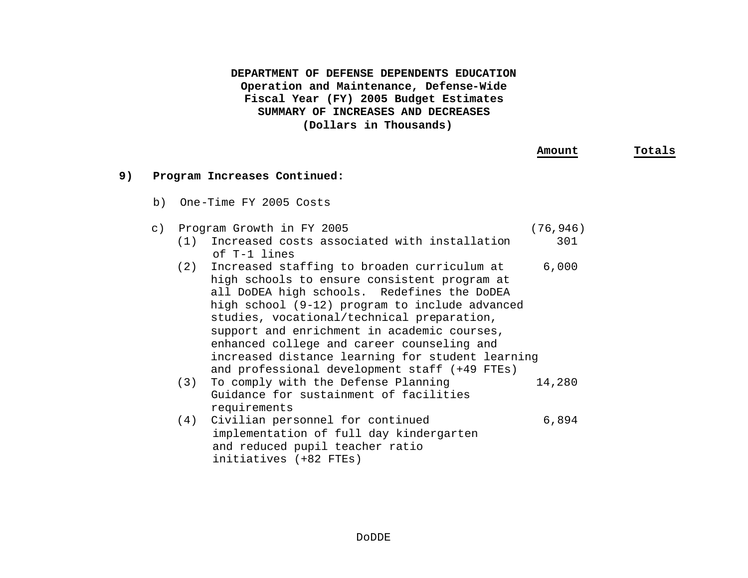**DEPARTMENT OF DEFENSE DEPENDENTS EDUCATION**
**Operation and Maintenance, Defense-Wide**
**Fiscal Year (FY) 2005 Budget Estimates**
**SUMMARY OF INCREASES AND DECREASES**
**(Dollars in Thousands)**

| | Amount | Totals |
|---|---|---|
| **9) Program Increases Continued:** | | |
| b) One-Time FY 2005 Costs | | |
| c) Program Growth in FY 2005 | (76,946) | |
| (1) Increased costs associated with installation of T-1 lines | 301 | |
| (2) Increased staffing to broaden curriculum at high schools to ensure consistent program at all DoDEA high schools. Redefines the DoDEA high school (9-12) program to include advanced studies, vocational/technical preparation, support and enrichment in academic courses, enhanced college and career counseling and increased distance learning for student learning and professional development staff (+49 FTEs) | 6,000 | |
| (3) To comply with the Defense Planning Guidance for sustainment of facilities requirements | 14,280 | |
| (4) Civilian personnel for continued implementation of full day kindergarten and reduced pupil teacher ratio initiatives (+82 FTEs) | 6,894 | |

DoDDE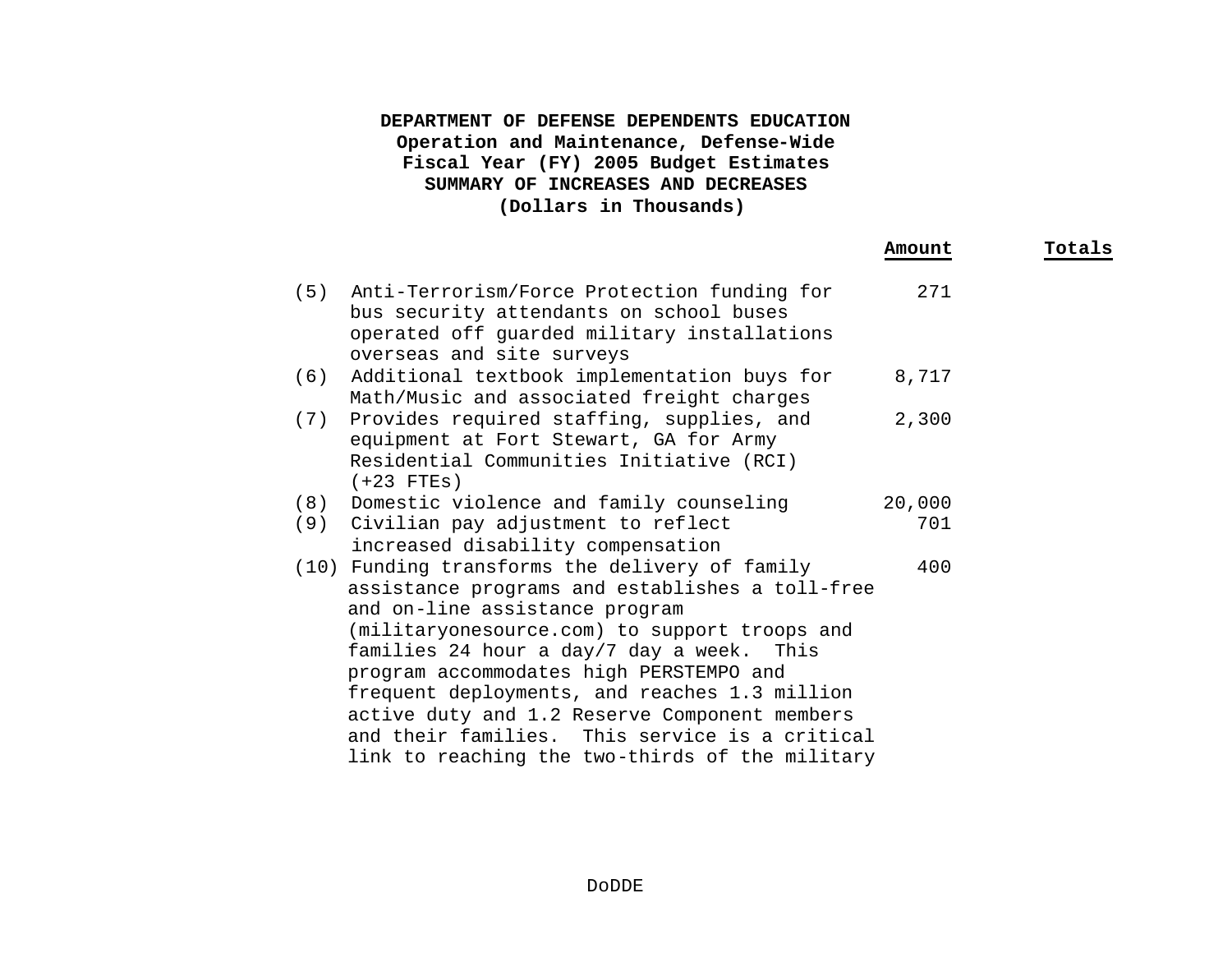**DEPARTMENT OF DEFENSE DEPENDENTS EDUCATION**
**Operation and Maintenance, Defense-Wide**
**Fiscal Year (FY) 2005 Budget Estimates**
**SUMMARY OF INCREASES AND DECREASES**
**(Dollars in Thousands)**

| | Amount | Totals |
|---|---|---|
| (5) Anti-Terrorism/Force Protection funding for bus security attendants on school buses operated off guarded military installations overseas and site surveys | 271 | |
| (6) Additional textbook implementation buys for Math/Music and associated freight charges | 8,717 | |
| (7) Provides required staffing, supplies, and equipment at Fort Stewart, GA for Army Residential Communities Initiative (RCI) (+23 FTEs) | 2,300 | |
| (8) Domestic violence and family counseling | 20,000 | |
| (9) Civilian pay adjustment to reflect increased disability compensation | 701 | |
| (10) Funding transforms the delivery of family assistance programs and establishes a toll-free and on-line assistance program (militaryonesource.com) to support troops and families 24 hour a day/7 day a week. This program accommodates high PERSTEMPO and frequent deployments, and reaches 1.3 million active duty and 1.2 Reserve Component members and their families. This service is a critical link to reaching the two-thirds of the military | 400 | |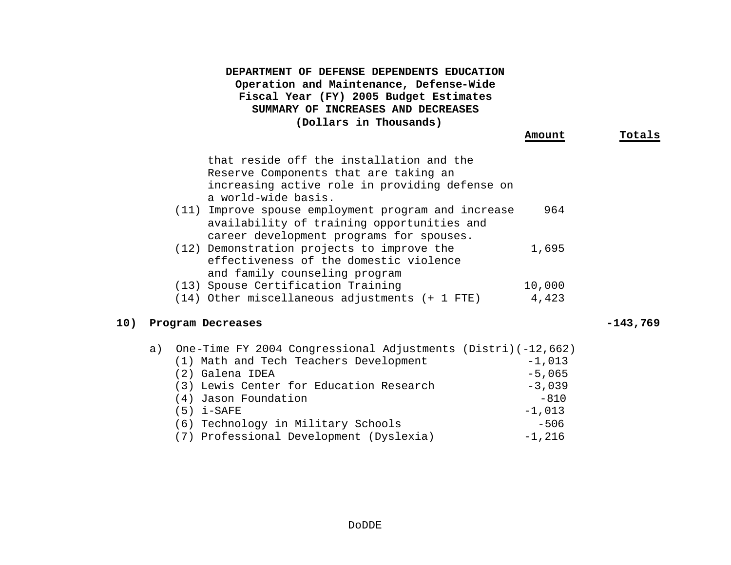**DEPARTMENT OF DEFENSE DEPENDENTS EDUCATION**
**Operation and Maintenance, Defense-Wide**
**Fiscal Year (FY) 2005 Budget Estimates**
**SUMMARY OF INCREASES AND DECREASES**
**(Dollars in Thousands)**

| | Amount | Totals |
|---|---|---|
| that reside off the installation and the Reserve Components that are taking an increasing active role in providing defense on a world-wide basis. | | |
| (11) Improve spouse employment program and increase availability of training opportunities and career development programs for spouses. | 964 | |
| (12) Demonstration projects to improve the effectiveness of the domestic violence and family counseling program | 1,695 | |
| (13) Spouse Certification Training | 10,000 | |
| (14) Other miscellaneous adjustments (+ 1 FTE) | 4,423 | |
| **10) Program Decreases** | | **-143,769** |
| a) One-Time FY 2004 Congressional Adjustments (Distri) | (-12,662) | |
| (1) Math and Tech Teachers Development | -1,013 | |
| (2) Galena IDEA | -5,065 | |
| (3) Lewis Center for Education Research | -3,039 | |
| (4) Jason Foundation | -810 | |
| (5) i-SAFE | -1,013 | |
| (6) Technology in Military Schools | -506 | |
| (7) Professional Development (Dyslexia) | -1,216 | |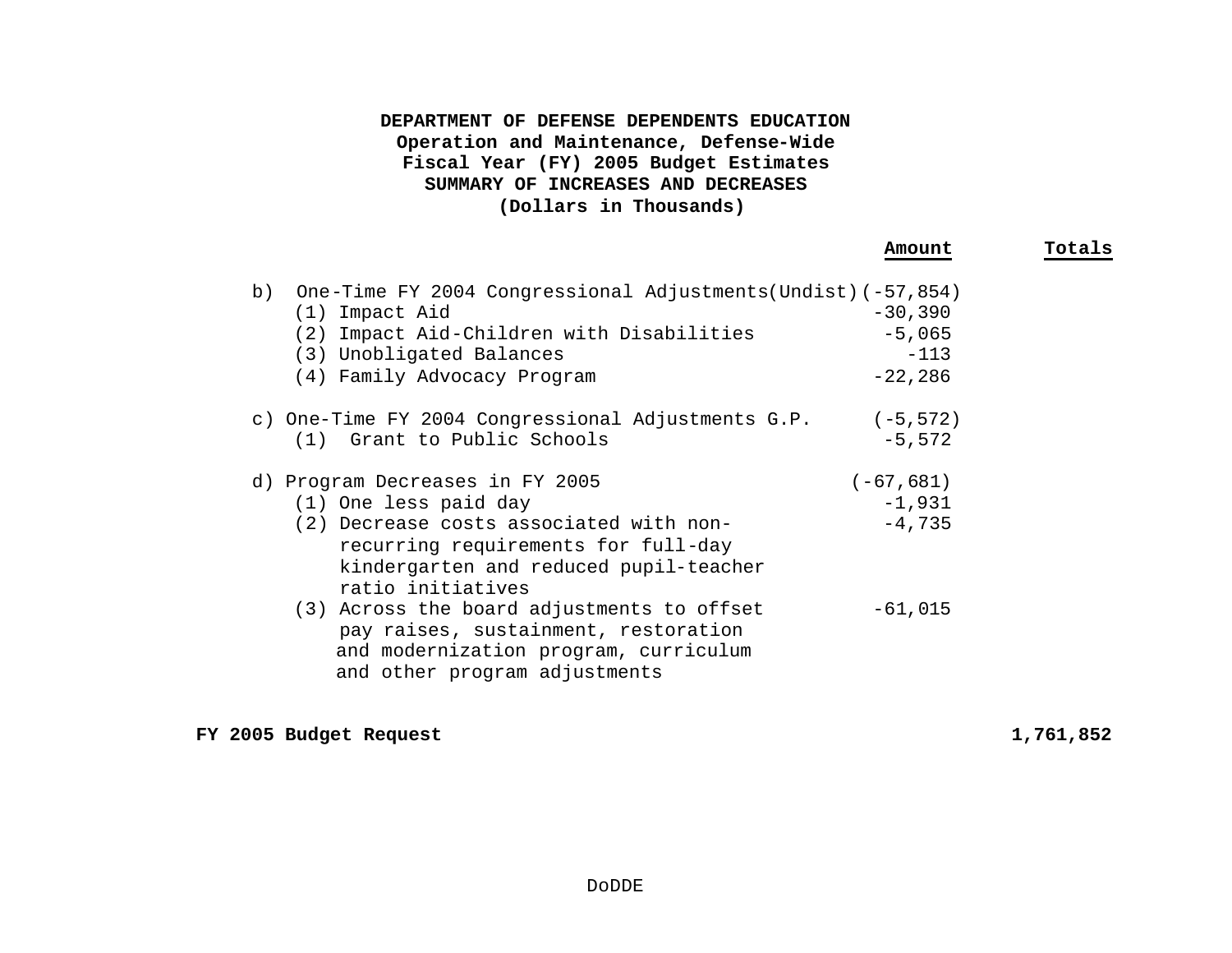**DEPARTMENT OF DEFENSE DEPENDENTS EDUCATION**
**Operation and Maintenance, Defense-Wide**
**Fiscal Year (FY) 2005 Budget Estimates**
**SUMMARY OF INCREASES AND DECREASES**
**(Dollars in Thousands)**

| | Amount | Totals |
|---|---|---|
| b) One-Time FY 2004 Congressional Adjustments(Undist) | (-57,854) | |
| (1) Impact Aid | -30,390 | |
| (2) Impact Aid-Children with Disabilities | -5,065 | |
| (3) Unobligated Balances | -113 | |
| (4) Family Advocacy Program | -22,286 | |
| c) One-Time FY 2004 Congressional Adjustments G.P. | (-5,572) | |
| (1) Grant to Public Schools | -5,572 | |
| d) Program Decreases in FY 2005 | (-67,681) | |
| (1) One less paid day | -1,931 | |
| (2) Decrease costs associated with non-recurring requirements for full-day kindergarten and reduced pupil-teacher ratio initiatives | -4,735 | |
| (3) Across the board adjustments to offset pay raises, sustainment, restoration and modernization program, curriculum and other program adjustments | -61,015 | |
| **FY 2005 Budget Request** | | **1,761,852** |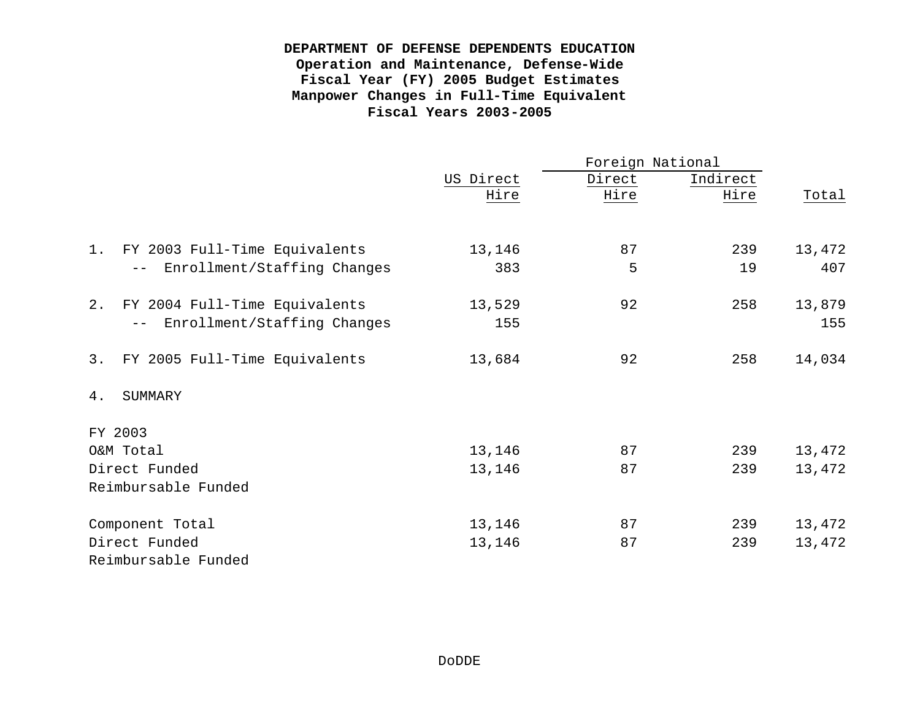**DEPARTMENT OF DEFENSE DEPENDENTS EDUCATION**
**Operation and Maintenance, Defense-Wide**
**Fiscal Year (FY) 2005 Budget Estimates**
**Manpower Changes in Full-Time Equivalent**
**Fiscal Years 2003-2005**

| | US Direct | Foreign National | | |
|---|---|---|---|---|
| | Hire | Direct Hire | Indirect Hire | Total |
| 1. FY 2003 Full-Time Equivalents | 13,146 | 87 | 239 | 13,472 |
| -- Enrollment/Staffing Changes | 383 | 5 | 19 | 407 |
| 2. FY 2004 Full-Time Equivalents | 13,529 | 92 | 258 | 13,879 |
| -- Enrollment/Staffing Changes | 155 | | | 155 |
| 3. FY 2005 Full-Time Equivalents | 13,684 | 92 | 258 | 14,034 |
| 4. SUMMARY | | | | |
| FY 2003 | | | | |
| O&M Total | 13,146 | 87 | 239 | 13,472 |
| Direct Funded | 13,146 | 87 | 239 | 13,472 |
| Reimbursable Funded | | | | |
| Component Total | 13,146 | 87 | 239 | 13,472 |
| Direct Funded | 13,146 | 87 | 239 | 13,472 |
| Reimbursable Funded | | | | |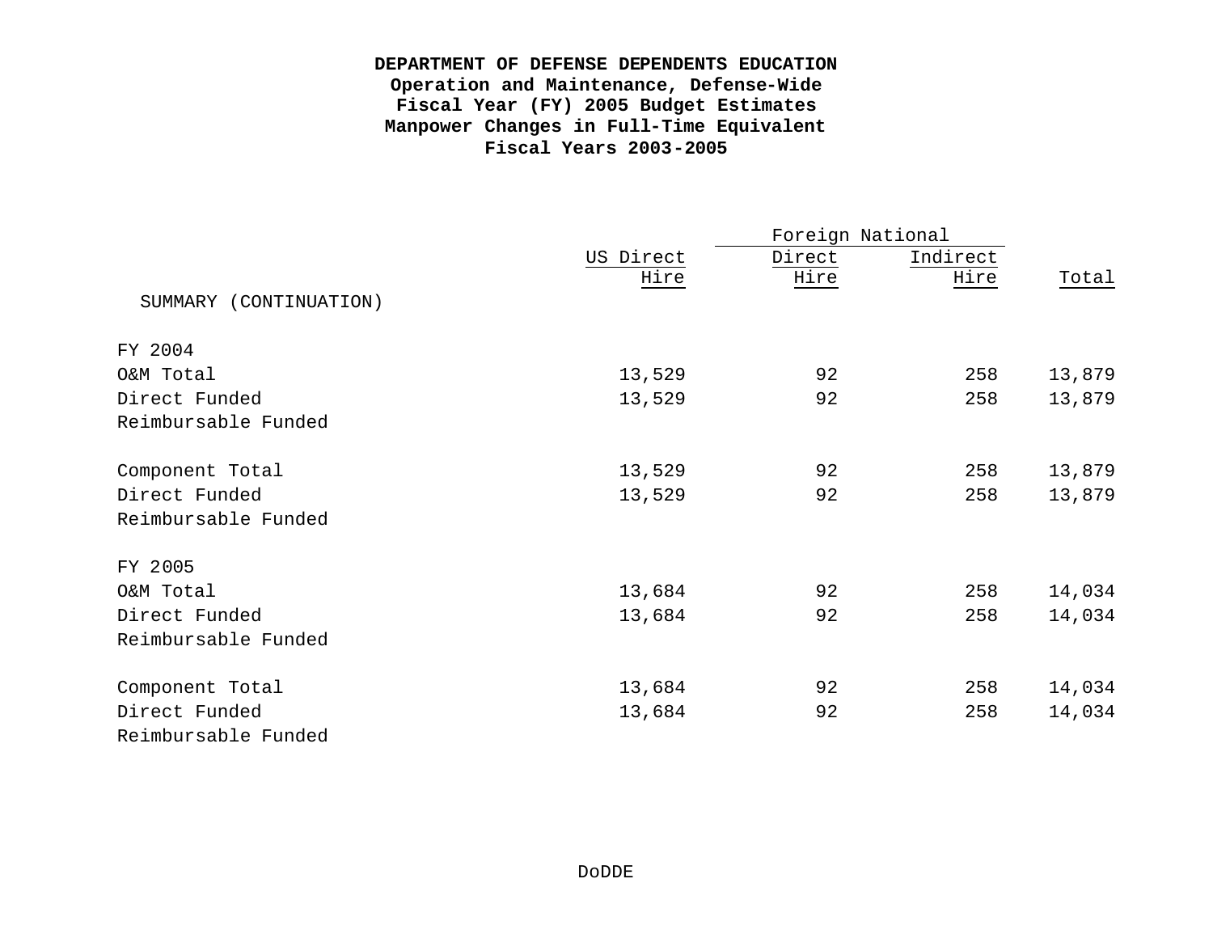**DEPARTMENT OF DEFENSE DEPENDENTS EDUCATION**
**Operation and Maintenance, Defense-Wide**
**Fiscal Year (FY) 2005 Budget Estimates**
**Manpower Changes in Full-Time Equivalent**
**Fiscal Years 2003-2005**

| | | Foreign National | | |
|---|---|---|---|---|
| SUMMARY (CONTINUATION) | US Direct Hire | Direct Hire | Indirect Hire | Total |
| FY 2004 | | | | |
| O&M Total | 13,529 | 92 | 258 | 13,879 |
| Direct Funded | 13,529 | 92 | 258 | 13,879 |
| Reimbursable Funded | | | | |
| Component Total | 13,529 | 92 | 258 | 13,879 |
| Direct Funded | 13,529 | 92 | 258 | 13,879 |
| Reimbursable Funded | | | | |
| FY 2005 | | | | |
| O&M Total | 13,684 | 92 | 258 | 14,034 |
| Direct Funded | 13,684 | 92 | 258 | 14,034 |
| Reimbursable Funded | | | | |
| Component Total | 13,684 | 92 | 258 | 14,034 |
| Direct Funded | 13,684 | 92 | 258 | 14,034 |
| Reimbursable Funded | | | | |

DoDDE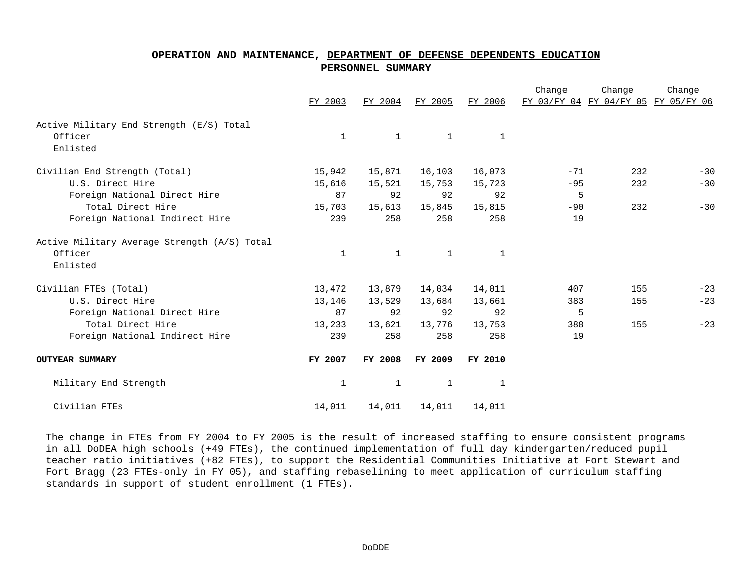# OPERATION AND MAINTENANCE, DEPARTMENT OF DEFENSE DEPENDENTS EDUCATION
## PERSONNEL SUMMARY

| | FY 2003 | FY 2004 | FY 2005 | FY 2006 | Change FY 03/FY 04 | Change FY 04/FY 05 | Change FY 05/FY 06 |
|---|---|---|---|---|---|---|---|
| Active Military End Strength (E/S) Total | | | | | | | |
| Officer | 1 | 1 | 1 | 1 | | | |
| Enlisted | | | | | | | |
| Civilian End Strength (Total) | 15,942 | 15,871 | 16,103 | 16,073 | -71 | 232 | -30 |
| U.S. Direct Hire | 15,616 | 15,521 | 15,753 | 15,723 | -95 | 232 | -30 |
| Foreign National Direct Hire | 87 | 92 | 92 | 92 | 5 | | |
| Total Direct Hire | 15,703 | 15,613 | 15,845 | 15,815 | -90 | 232 | -30 |
| Foreign National Indirect Hire | 239 | 258 | 258 | 258 | 19 | | |
| Active Military Average Strength (A/S) Total | | | | | | | |
| Officer | 1 | 1 | 1 | 1 | | | |
| Enlisted | | | | | | | |
| Civilian FTEs (Total) | 13,472 | 13,879 | 14,034 | 14,011 | 407 | 155 | -23 |
| U.S. Direct Hire | 13,146 | 13,529 | 13,684 | 13,661 | 383 | 155 | -23 |
| Foreign National Direct Hire | 87 | 92 | 92 | 92 | 5 | | |
| Total Direct Hire | 13,233 | 13,621 | 13,776 | 13,753 | 388 | 155 | -23 |
| Foreign National Indirect Hire | 239 | 258 | 258 | 258 | 19 | | |
| **OUTYEAR SUMMARY** | **FY 2007** | **FY 2008** | **FY 2009** | **FY 2010** | | | |
| Military End Strength | 1 | 1 | 1 | 1 | | | |
| Civilian FTEs | 14,011 | 14,011 | 14,011 | 14,011 | | | |

The change in FTEs from FY 2004 to FY 2005 is the result of increased staffing to ensure consistent programs in all DoDEA high schools (+49 FTEs), the continued implementation of full day kindergarten/reduced pupil teacher ratio initiatives (+82 FTEs), to support the Residential Communities Initiative at Fort Stewart and Fort Bragg (23 FTEs-only in FY 05), and staffing rebaselining to meet application of curriculum staffing standards in support of student enrollment (1 FTEs).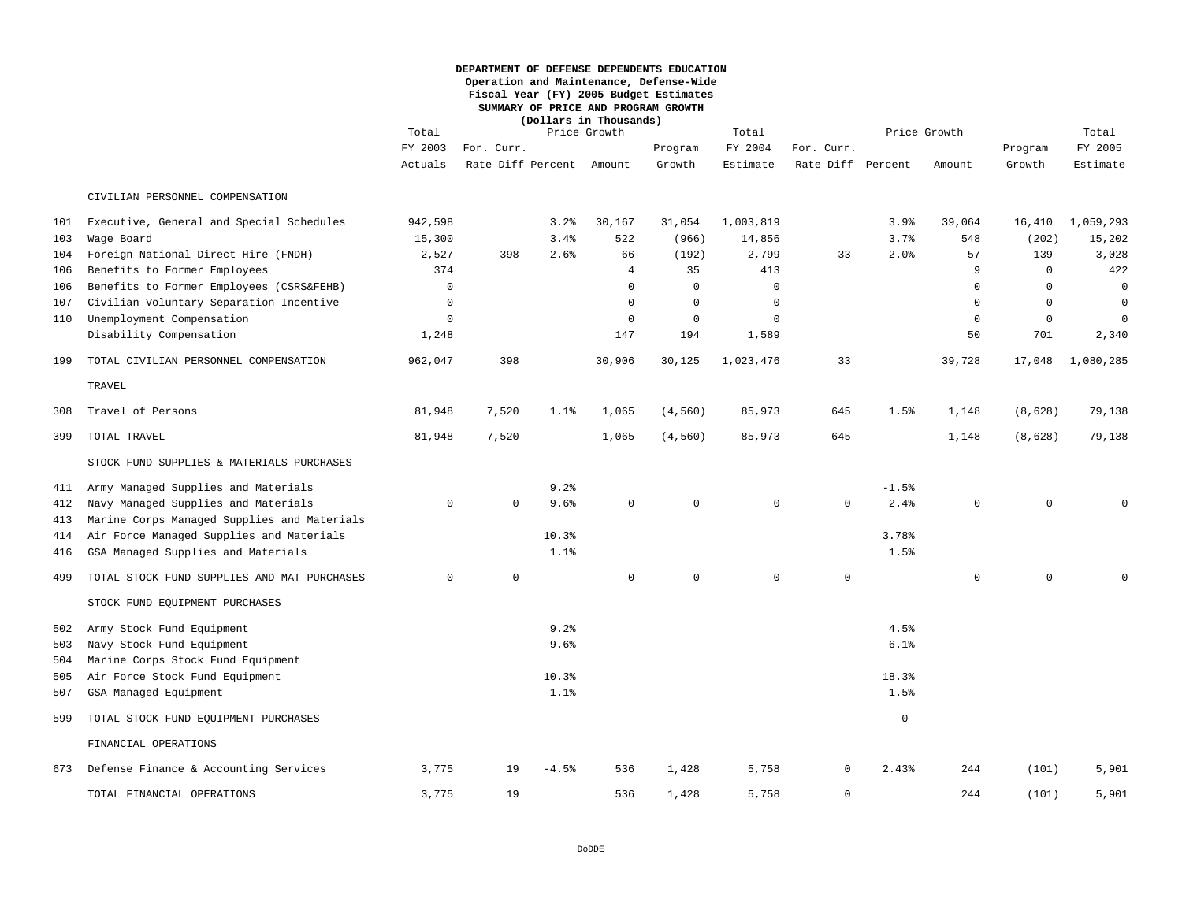**DEPARTMENT OF DEFENSE DEPENDENTS EDUCATION**
**Operation and Maintenance, Defense-Wide**
**Fiscal Year (FY) 2005 Budget Estimates**
**SUMMARY OF PRICE AND PROGRAM GROWTH**
**(Dollars in Thousands)**

| | | Total | Price Growth | | | | Total | Price Growth | | | | Total |
|---|---|---|---|---|---|---|---|---|---|---|---|---|
| | | FY 2003 | For. Curr. | | | Program | FY 2004 | For. Curr. | | | Program | FY 2005 |
| | | Actuals | Rate Diff | Percent | Amount | Growth | Estimate | Rate Diff | Percent | Amount | Growth | Estimate |
| | CIVILIAN PERSONNEL COMPENSATION | | | | | | | | | | | |
| 101 | Executive, General and Special Schedules | 942,598 | | 3.2% | 30,167 | 31,054 | 1,003,819 | | 3.9% | 39,064 | 16,410 | 1,059,293 |
| 103 | Wage Board | 15,300 | | 3.4% | 522 | (966) | 14,856 | | 3.7% | 548 | (202) | 15,202 |
| 104 | Foreign National Direct Hire (FNDH) | 2,527 | 398 | 2.6% | 66 | (192) | 2,799 | 33 | 2.0% | 57 | 139 | 3,028 |
| 106 | Benefits to Former Employees | 374 | | | 4 | 35 | 413 | | | 9 | 0 | 422 |
| 106 | Benefits to Former Employees (CSRS&FEHB) | 0 | | | 0 | 0 | 0 | | | 0 | 0 | 0 |
| 107 | Civilian Voluntary Separation Incentive | 0 | | | 0 | 0 | 0 | | | 0 | 0 | 0 |
| 110 | Unemployment Compensation | 0 | | | 0 | 0 | 0 | | | 0 | 0 | 0 |
| | Disability Compensation | 1,248 | | | 147 | 194 | 1,589 | | | 50 | 701 | 2,340 |
| 199 | TOTAL CIVILIAN PERSONNEL COMPENSATION | 962,047 | 398 | | 30,906 | 30,125 | 1,023,476 | 33 | | 39,728 | 17,048 | 1,080,285 |
| | TRAVEL | | | | | | | | | | | |
| 308 | Travel of Persons | 81,948 | 7,520 | 1.1% | 1,065 | (4,560) | 85,973 | 645 | 1.5% | 1,148 | (8,628) | 79,138 |
| 399 | TOTAL TRAVEL | 81,948 | 7,520 | | 1,065 | (4,560) | 85,973 | 645 | | 1,148 | (8,628) | 79,138 |
| | STOCK FUND SUPPLIES & MATERIALS PURCHASES | | | | | | | | | | | |
| 411 | Army Managed Supplies and Materials | | | 9.2% | | | | | -1.5% | | | |
| 412 | Navy Managed Supplies and Materials | 0 | 0 | 9.6% | 0 | 0 | 0 | 0 | 2.4% | 0 | 0 | 0 |
| 413 | Marine Corps Managed Supplies and Materials | | | | | | | | | | | |
| 414 | Air Force Managed Supplies and Materials | | | 10.3% | | | | | 3.78% | | | |
| 416 | GSA Managed Supplies and Materials | | | 1.1% | | | | | 1.5% | | | |
| 499 | TOTAL STOCK FUND SUPPLIES AND MAT PURCHASES | 0 | 0 | | 0 | 0 | 0 | 0 | | 0 | 0 | 0 |
| | STOCK FUND EQUIPMENT PURCHASES | | | | | | | | | | | |
| 502 | Army Stock Fund Equipment | | | 9.2% | | | | | 4.5% | | | |
| 503 | Navy Stock Fund Equipment | | | 9.6% | | | | | 6.1% | | | |
| 504 | Marine Corps Stock Fund Equipment | | | | | | | | | | | |
| 505 | Air Force Stock Fund Equipment | | | 10.3% | | | | | 18.3% | | | |
| 507 | GSA Managed Equipment | | | 1.1% | | | | | 1.5% | | | |
| 599 | TOTAL STOCK FUND EQUIPMENT PURCHASES | | | | | | | | 0 | | | |
| | FINANCIAL OPERATIONS | | | | | | | | | | | |
| 673 | Defense Finance & Accounting Services | 3,775 | 19 | -4.5% | 536 | 1,428 | 5,758 | 0 | 2.43% | 244 | (101) | 5,901 |
| | TOTAL FINANCIAL OPERATIONS | 3,775 | 19 | | 536 | 1,428 | 5,758 | 0 | | 244 | (101) | 5,901 |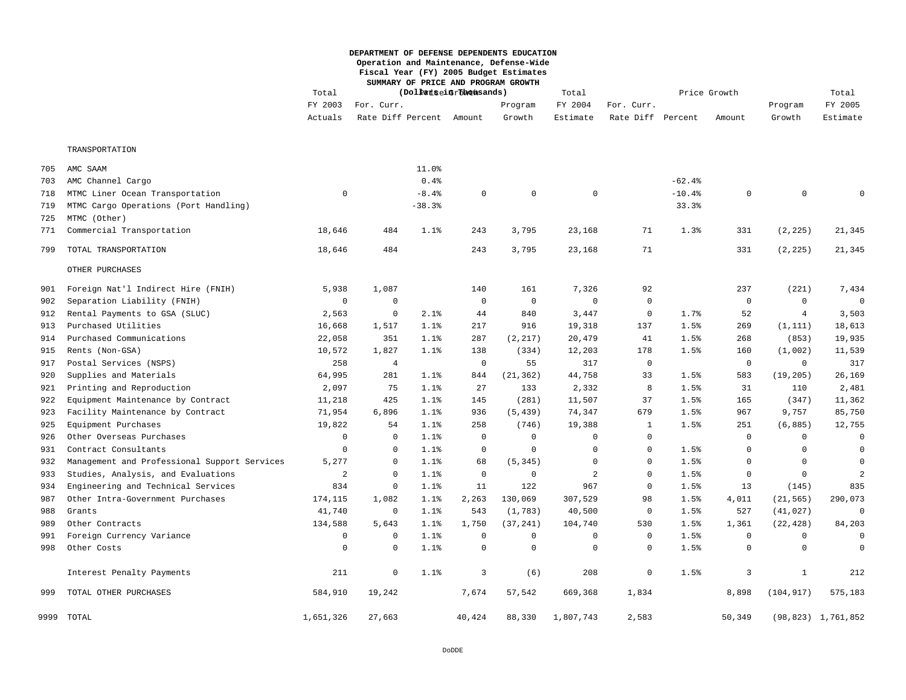**DEPARTMENT OF DEFENSE DEPENDENTS EDUCATION**
**Operation and Maintenance, Defense-Wide**
**Fiscal Year (FY) 2005 Budget Estimates**
**SUMMARY OF PRICE AND PROGRAM GROWTH**
**(Dollars in Thousands)**

| | | Total FY 2003 Actuals | Price Growth For. Curr. Rate Diff | Price Growth Percent | Price Growth Amount | Program Growth | Total FY 2004 Estimate | Price Growth For. Curr. Rate Diff | Price Growth Percent | Price Growth Amount | Program Growth | Total FY 2005 Estimate |
|---|---|---|---|---|---|---|---|---|---|---|---|---|
| | TRANSPORTATION | | | | | | | | | | | |
| 705 | AMC SAAM | | | 11.0% | | | | | | | | |
| 703 | AMC Channel Cargo | | | 0.4% | | | | | -62.4% | | | |
| 718 | MTMC Liner Ocean Transportation | 0 | | -8.4% | 0 | 0 | 0 | | -10.4% | 0 | 0 | 0 |
| 719 | MTMC Cargo Operations (Port Handling) | | | -38.3% | | | | | 33.3% | | | |
| 725 | MTMC (Other) | | | | | | | | | | | |
| 771 | Commercial Transportation | 18,646 | 484 | 1.1% | 243 | 3,795 | 23,168 | 71 | 1.3% | 331 | (2,225) | 21,345 |
| 799 | TOTAL TRANSPORTATION | 18,646 | 484 | | 243 | 3,795 | 23,168 | 71 | | 331 | (2,225) | 21,345 |
| | OTHER PURCHASES | | | | | | | | | | | |
| 901 | Foreign Nat'l Indirect Hire (FNIH) | 5,938 | 1,087 | | 140 | 161 | 7,326 | 92 | | 237 | (221) | 7,434 |
| 902 | Separation Liability (FNIH) | 0 | 0 | | 0 | 0 | 0 | 0 | | 0 | 0 | 0 |
| 912 | Rental Payments to GSA (SLUC) | 2,563 | 0 | 2.1% | 44 | 840 | 3,447 | 0 | 1.7% | 52 | 4 | 3,503 |
| 913 | Purchased Utilities | 16,668 | 1,517 | 1.1% | 217 | 916 | 19,318 | 137 | 1.5% | 269 | (1,111) | 18,613 |
| 914 | Purchased Communications | 22,058 | 351 | 1.1% | 287 | (2,217) | 20,479 | 41 | 1.5% | 268 | (853) | 19,935 |
| 915 | Rents (Non-GSA) | 10,572 | 1,827 | 1.1% | 138 | (334) | 12,203 | 178 | 1.5% | 160 | (1,002) | 11,539 |
| 917 | Postal Services (NSPS) | 258 | 4 | | 0 | 55 | 317 | 0 | | 0 | 0 | 317 |
| 920 | Supplies and Materials | 64,995 | 281 | 1.1% | 844 | (21,362) | 44,758 | 33 | 1.5% | 583 | (19,205) | 26,169 |
| 921 | Printing and Reproduction | 2,097 | 75 | 1.1% | 27 | 133 | 2,332 | 8 | 1.5% | 31 | 110 | 2,481 |
| 922 | Equipment Maintenance by Contract | 11,218 | 425 | 1.1% | 145 | (281) | 11,507 | 37 | 1.5% | 165 | (347) | 11,362 |
| 923 | Facility Maintenance by Contract | 71,954 | 6,896 | 1.1% | 936 | (5,439) | 74,347 | 679 | 1.5% | 967 | 9,757 | 85,750 |
| 925 | Equipment Purchases | 19,822 | 54 | 1.1% | 258 | (746) | 19,388 | 1 | 1.5% | 251 | (6,885) | 12,755 |
| 926 | Other Overseas Purchases | 0 | 0 | 1.1% | 0 | 0 | 0 | 0 | | 0 | 0 | 0 |
| 931 | Contract Consultants | 0 | 0 | 1.1% | 0 | 0 | 0 | 0 | 1.5% | 0 | 0 | 0 |
| 932 | Management and Professional Support Services | 5,277 | 0 | 1.1% | 68 | (5,345) | 0 | 0 | 1.5% | 0 | 0 | 0 |
| 933 | Studies, Analysis, and Evaluations | 2 | 0 | 1.1% | 0 | 0 | 2 | 0 | 1.5% | 0 | 0 | 2 |
| 934 | Engineering and Technical Services | 834 | 0 | 1.1% | 11 | 122 | 967 | 0 | 1.5% | 13 | (145) | 835 |
| 987 | Other Intra-Government Purchases | 174,115 | 1,082 | 1.1% | 2,263 | 130,069 | 307,529 | 98 | 1.5% | 4,011 | (21,565) | 290,073 |
| 988 | Grants | 41,740 | 0 | 1.1% | 543 | (1,783) | 40,500 | 0 | 1.5% | 527 | (41,027) | 0 |
| 989 | Other Contracts | 134,588 | 5,643 | 1.1% | 1,750 | (37,241) | 104,740 | 530 | 1.5% | 1,361 | (22,428) | 84,203 |
| 991 | Foreign Currency Variance | 0 | 0 | 1.1% | 0 | 0 | 0 | 0 | 1.5% | 0 | 0 | 0 |
| 998 | Other Costs | 0 | 0 | 1.1% | 0 | 0 | 0 | 0 | 1.5% | 0 | 0 | 0 |
| | Interest Penalty Payments | 211 | 0 | 1.1% | 3 | (6) | 208 | 0 | 1.5% | 3 | 1 | 212 |
| 999 | TOTAL OTHER PURCHASES | 584,910 | 19,242 | | 7,674 | 57,542 | 669,368 | 1,834 | | 8,898 | (104,917) | 575,183 |
| 9999 | TOTAL | 1,651,326 | 27,663 | | 40,424 | 88,330 | 1,807,743 | 2,583 | | 50,349 | (98,823) | 1,761,852 |

DoDDE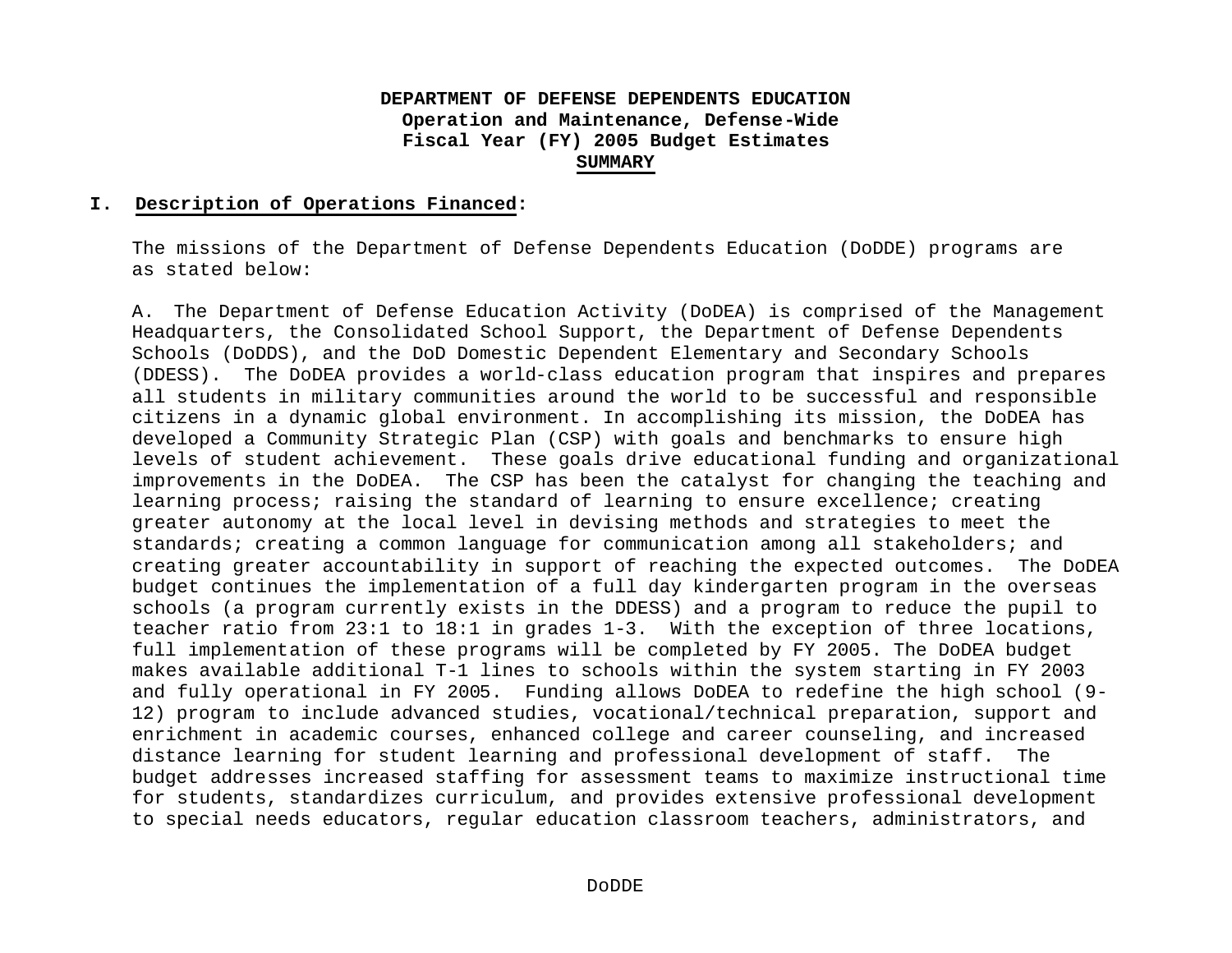**DEPARTMENT OF DEFENSE DEPENDENTS EDUCATION**
**Operation and Maintenance, Defense-Wide**
**Fiscal Year (FY) 2005 Budget Estimates**
**SUMMARY**

## I. Description of Operations Financed:

The missions of the Department of Defense Dependents Education (DoDDE) programs are as stated below:

A. The Department of Defense Education Activity (DoDEA) is comprised of the Management Headquarters, the Consolidated School Support, the Department of Defense Dependents Schools (DoDDS), and the DoD Domestic Dependent Elementary and Secondary Schools (DDESS). The DoDEA provides a world-class education program that inspires and prepares all students in military communities around the world to be successful and responsible citizens in a dynamic global environment. In accomplishing its mission, the DoDEA has developed a Community Strategic Plan (CSP) with goals and benchmarks to ensure high levels of student achievement. These goals drive educational funding and organizational improvements in the DoDEA. The CSP has been the catalyst for changing the teaching and learning process; raising the standard of learning to ensure excellence; creating greater autonomy at the local level in devising methods and strategies to meet the standards; creating a common language for communication among all stakeholders; and creating greater accountability in support of reaching the expected outcomes. The DoDEA budget continues the implementation of a full day kindergarten program in the overseas schools (a program currently exists in the DDESS) and a program to reduce the pupil to teacher ratio from 23:1 to 18:1 in grades 1-3. With the exception of three locations, full implementation of these programs will be completed by FY 2005. The DoDEA budget makes available additional T-1 lines to schools within the system starting in FY 2003 and fully operational in FY 2005. Funding allows DoDEA to redefine the high school (9-12) program to include advanced studies, vocational/technical preparation, support and enrichment in academic courses, enhanced college and career counseling, and increased distance learning for student learning and professional development of staff. The budget addresses increased staffing for assessment teams to maximize instructional time for students, standardizes curriculum, and provides extensive professional development to special needs educators, regular education classroom teachers, administrators, and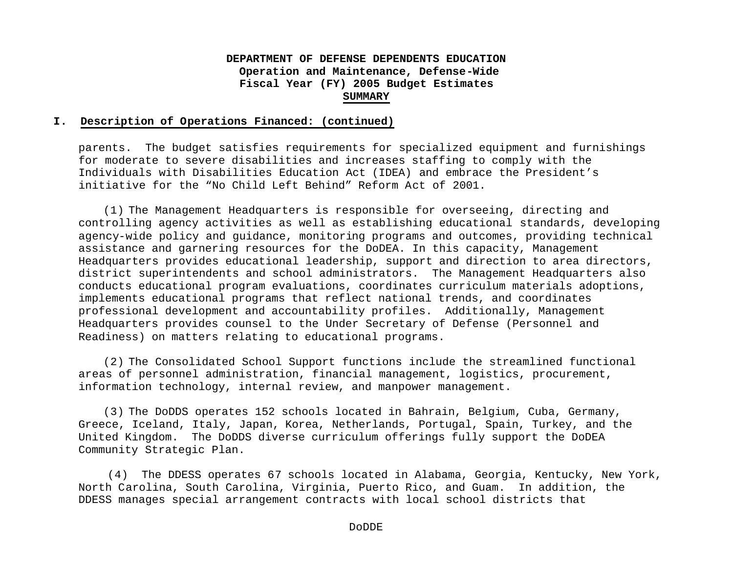**DEPARTMENT OF DEFENSE DEPENDENTS EDUCATION**
**Operation and Maintenance, Defense-Wide**
**Fiscal Year (FY) 2005 Budget Estimates**
**SUMMARY**

## I. Description of Operations Financed: (continued)

parents. The budget satisfies requirements for specialized equipment and furnishings for moderate to severe disabilities and increases staffing to comply with the Individuals with Disabilities Education Act (IDEA) and embrace the President's initiative for the "No Child Left Behind" Reform Act of 2001.

(1) The Management Headquarters is responsible for overseeing, directing and controlling agency activities as well as establishing educational standards, developing agency-wide policy and guidance, monitoring programs and outcomes, providing technical assistance and garnering resources for the DoDEA. In this capacity, Management Headquarters provides educational leadership, support and direction to area directors, district superintendents and school administrators. The Management Headquarters also conducts educational program evaluations, coordinates curriculum materials adoptions, implements educational programs that reflect national trends, and coordinates professional development and accountability profiles. Additionally, Management Headquarters provides counsel to the Under Secretary of Defense (Personnel and Readiness) on matters relating to educational programs.

(2) The Consolidated School Support functions include the streamlined functional areas of personnel administration, financial management, logistics, procurement, information technology, internal review, and manpower management.

(3) The DoDDS operates 152 schools located in Bahrain, Belgium, Cuba, Germany, Greece, Iceland, Italy, Japan, Korea, Netherlands, Portugal, Spain, Turkey, and the United Kingdom. The DoDDS diverse curriculum offerings fully support the DoDEA Community Strategic Plan.

(4) The DDESS operates 67 schools located in Alabama, Georgia, Kentucky, New York, North Carolina, South Carolina, Virginia, Puerto Rico, and Guam. In addition, the DDESS manages special arrangement contracts with local school districts that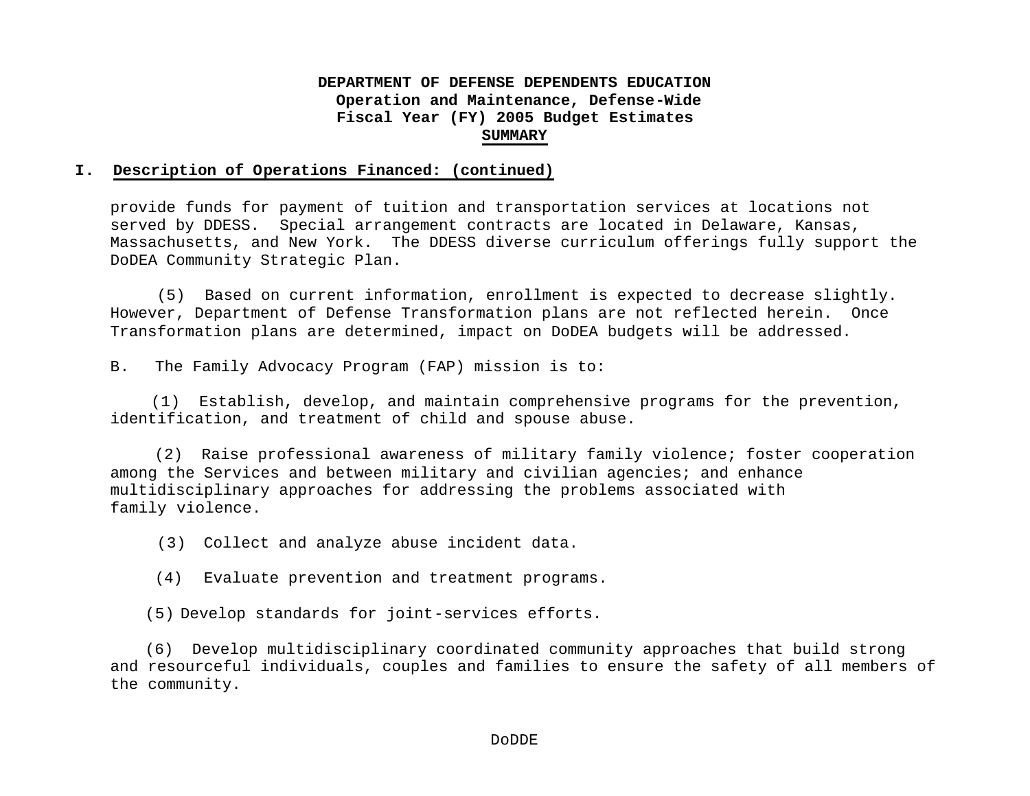**DEPARTMENT OF DEFENSE DEPENDENTS EDUCATION**
**Operation and Maintenance, Defense-Wide**
**Fiscal Year (FY) 2005 Budget Estimates**
**SUMMARY**

## I. Description of Operations Financed: (continued)

provide funds for payment of tuition and transportation services at locations not served by DDESS. Special arrangement contracts are located in Delaware, Kansas, Massachusetts, and New York. The DDESS diverse curriculum offerings fully support the DoDEA Community Strategic Plan.

(5) Based on current information, enrollment is expected to decrease slightly. However, Department of Defense Transformation plans are not reflected herein. Once Transformation plans are determined, impact on DoDEA budgets will be addressed.

B. The Family Advocacy Program (FAP) mission is to:

(1) Establish, develop, and maintain comprehensive programs for the prevention, identification, and treatment of child and spouse abuse.

(2) Raise professional awareness of military family violence; foster cooperation among the Services and between military and civilian agencies; and enhance multidisciplinary approaches for addressing the problems associated with family violence.

(3) Collect and analyze abuse incident data.

(4) Evaluate prevention and treatment programs.

(5) Develop standards for joint-services efforts.

(6) Develop multidisciplinary coordinated community approaches that build strong and resourceful individuals, couples and families to ensure the safety of all members of the community.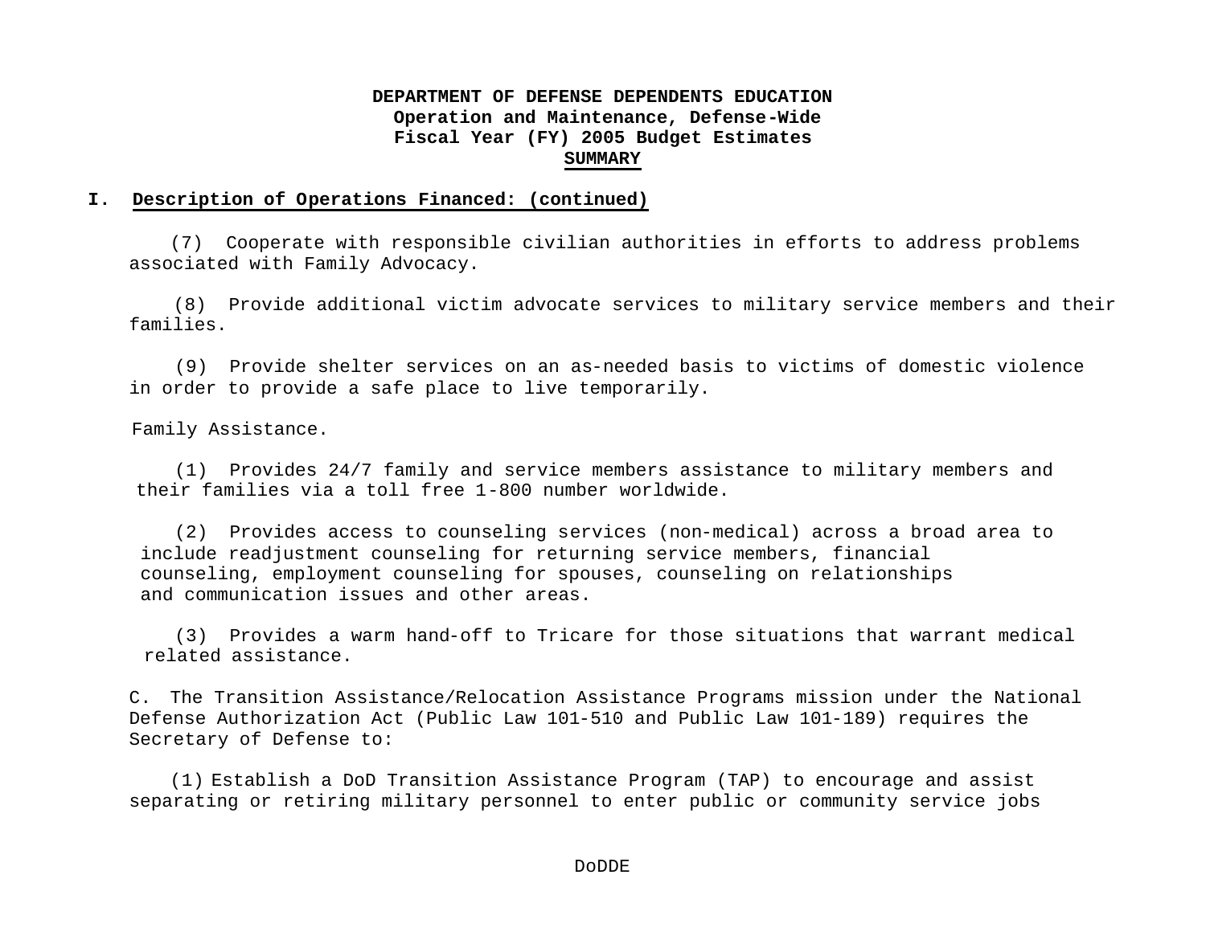**DEPARTMENT OF DEFENSE DEPENDENTS EDUCATION**
**Operation and Maintenance, Defense-Wide**
**Fiscal Year (FY) 2005 Budget Estimates**
**SUMMARY**

## I. Description of Operations Financed: (continued)

(7) Cooperate with responsible civilian authorities in efforts to address problems associated with Family Advocacy.

(8) Provide additional victim advocate services to military service members and their families.

(9) Provide shelter services on an as-needed basis to victims of domestic violence in order to provide a safe place to live temporarily.

Family Assistance.

(1) Provides 24/7 family and service members assistance to military members and their families via a toll free 1-800 number worldwide.

(2) Provides access to counseling services (non-medical) across a broad area to include readjustment counseling for returning service members, financial counseling, employment counseling for spouses, counseling on relationships and communication issues and other areas.

(3) Provides a warm hand-off to Tricare for those situations that warrant medical related assistance.

C. The Transition Assistance/Relocation Assistance Programs mission under the National Defense Authorization Act (Public Law 101-510 and Public Law 101-189) requires the Secretary of Defense to:

(1) Establish a DoD Transition Assistance Program (TAP) to encourage and assist separating or retiring military personnel to enter public or community service jobs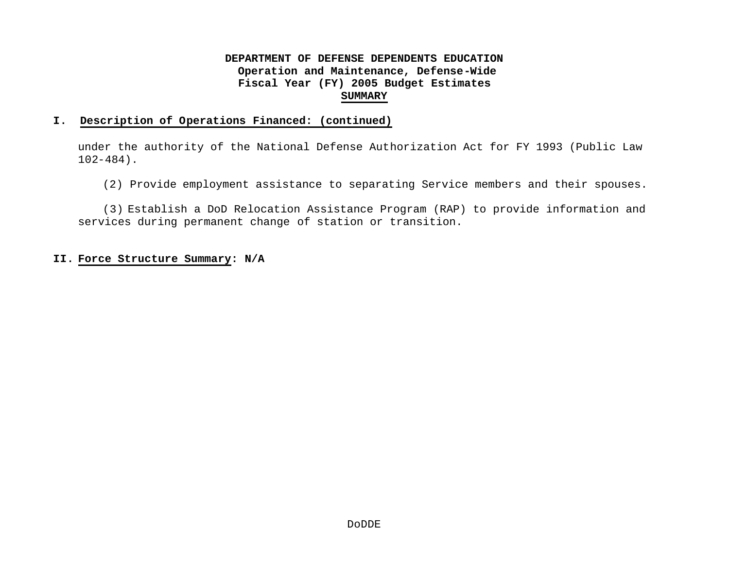## I. Description of Operations Financed: (continued)

under the authority of the National Defense Authorization Act for FY 1993 (Public Law 102-484).

(2) Provide employment assistance to separating Service members and their spouses.

(3) Establish a DoD Relocation Assistance Program (RAP) to provide information and services during permanent change of station or transition.

## II. Force Structure Summary: N/A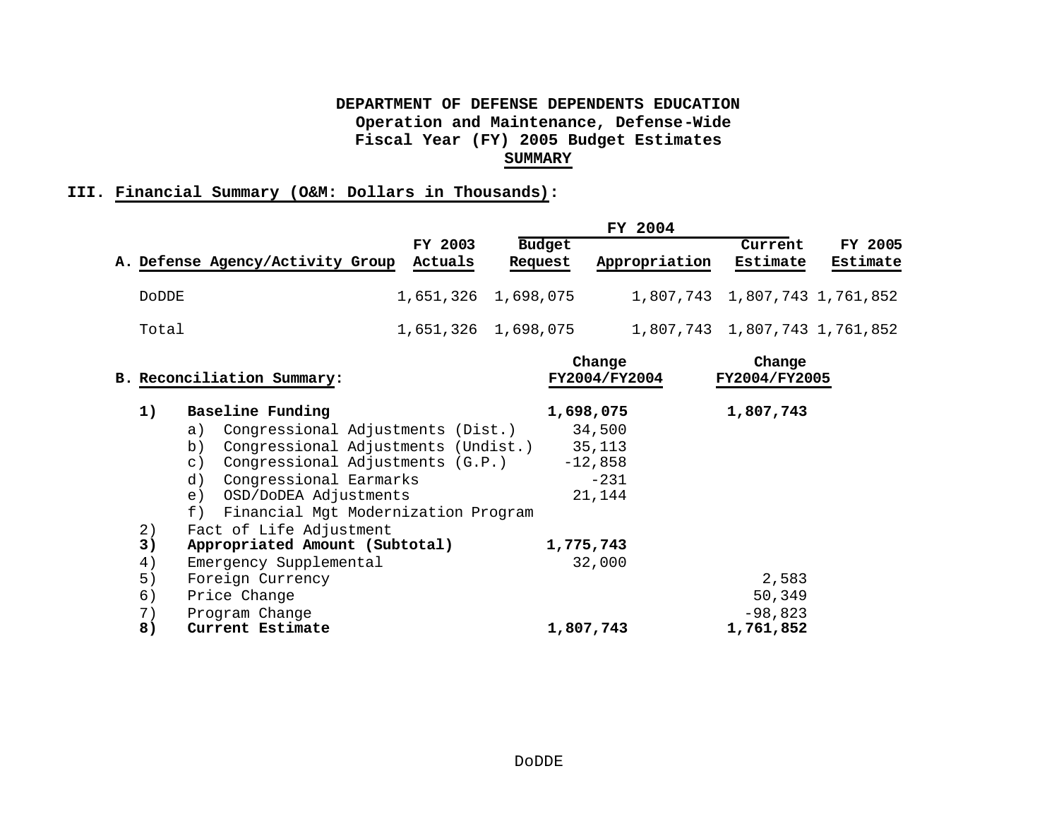**DEPARTMENT OF DEFENSE DEPENDENTS EDUCATION**
**Operation and Maintenance, Defense-Wide**
**Fiscal Year (FY) 2005 Budget Estimates**
**SUMMARY**

## III. Financial Summary (O&M: Dollars in Thousands):

| A. Defense Agency/Activity Group | FY 2003 Actuals | FY 2004 Budget Request | FY 2004 Appropriation | FY 2004 Current Estimate | FY 2005 Estimate |
|---|---|---|---|---|---|
| DoDDE | 1,651,326 | 1,698,075 | 1,807,743 | 1,807,743 | 1,761,852 |
| Total | 1,651,326 | 1,698,075 | 1,807,743 | 1,807,743 | 1,761,852 |

| B. Reconciliation Summary: | Change FY2004/FY2004 | Change FY2004/FY2005 |
|---|---|---|
| **1) Baseline Funding** | **1,698,075** | **1,807,743** |
| a) Congressional Adjustments (Dist.) | 34,500 | |
| b) Congressional Adjustments (Undist.) | 35,113 | |
| c) Congressional Adjustments (G.P.) | -12,858 | |
| d) Congressional Earmarks | -231 | |
| e) OSD/DoDEA Adjustments | 21,144 | |
| f) Financial Mgt Modernization Program | | |
| 2) Fact of Life Adjustment | | |
| **3) Appropriated Amount (Subtotal)** | **1,775,743** | |
| 4) Emergency Supplemental | 32,000 | |
| 5) Foreign Currency | | 2,583 |
| 6) Price Change | | 50,349 |
| 7) Program Change | | -98,823 |
| **8) Current Estimate** | **1,807,743** | **1,761,852** |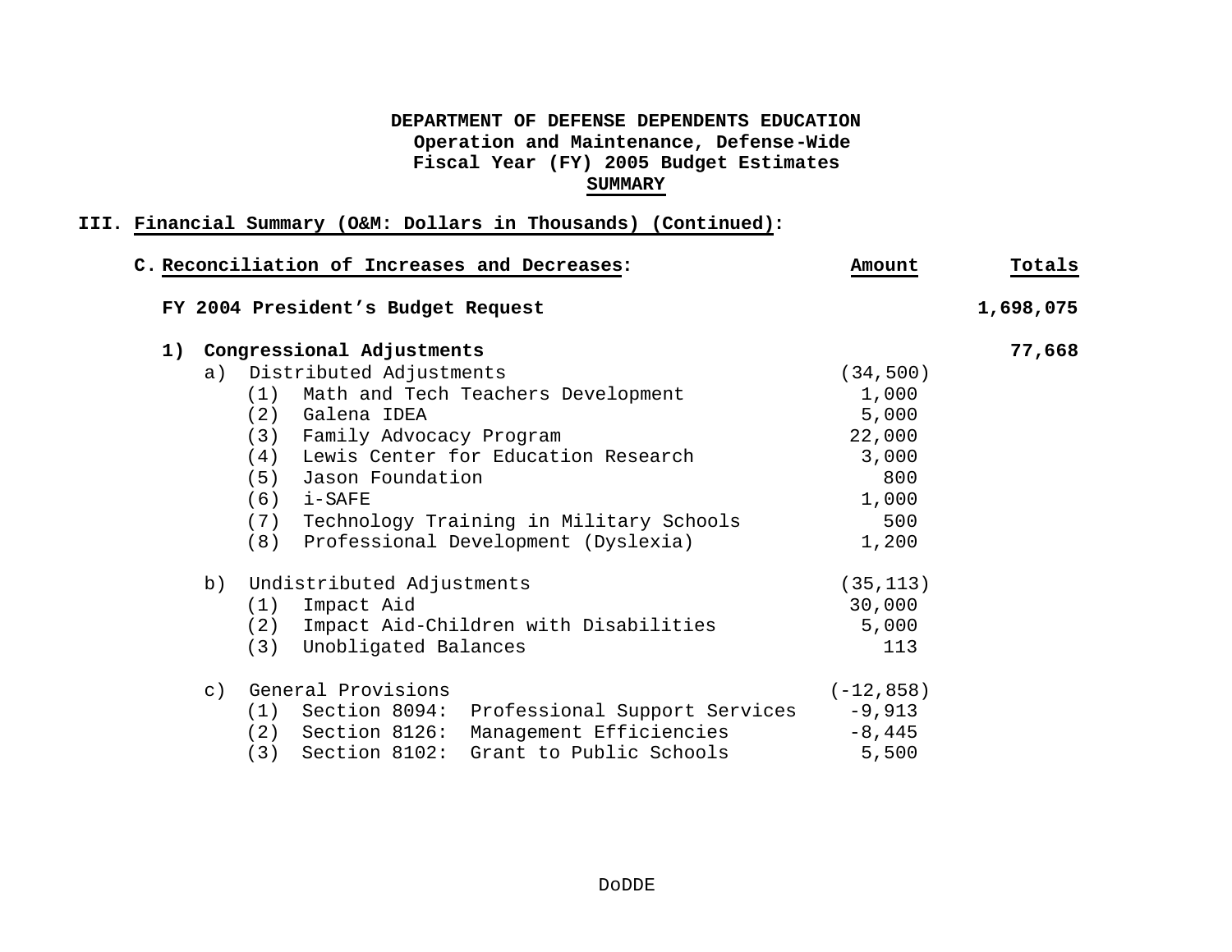**DEPARTMENT OF DEFENSE DEPENDENTS EDUCATION**
**Operation and Maintenance, Defense-Wide**
**Fiscal Year (FY) 2005 Budget Estimates**
**SUMMARY**

**III. Financial Summary (O&M: Dollars in Thousands) (Continued):**

**C. Reconciliation of Increases and Decreases:**

| | Amount | Totals |
|---|---|---|
| **FY 2004 President's Budget Request** | | **1,698,075** |
| **1) Congressional Adjustments** | | **77,668** |
| a) Distributed Adjustments | (34,500) | |
| (1) Math and Tech Teachers Development | 1,000 | |
| (2) Galena IDEA | 5,000 | |
| (3) Family Advocacy Program | 22,000 | |
| (4) Lewis Center for Education Research | 3,000 | |
| (5) Jason Foundation | 800 | |
| (6) i-SAFE | 1,000 | |
| (7) Technology Training in Military Schools | 500 | |
| (8) Professional Development (Dyslexia) | 1,200 | |
| b) Undistributed Adjustments | (35,113) | |
| (1) Impact Aid | 30,000 | |
| (2) Impact Aid-Children with Disabilities | 5,000 | |
| (3) Unobligated Balances | 113 | |
| c) General Provisions | (-12,858) | |
| (1) Section 8094: Professional Support Services | -9,913 | |
| (2) Section 8126: Management Efficiencies | -8,445 | |
| (3) Section 8102: Grant to Public Schools | 5,500 | |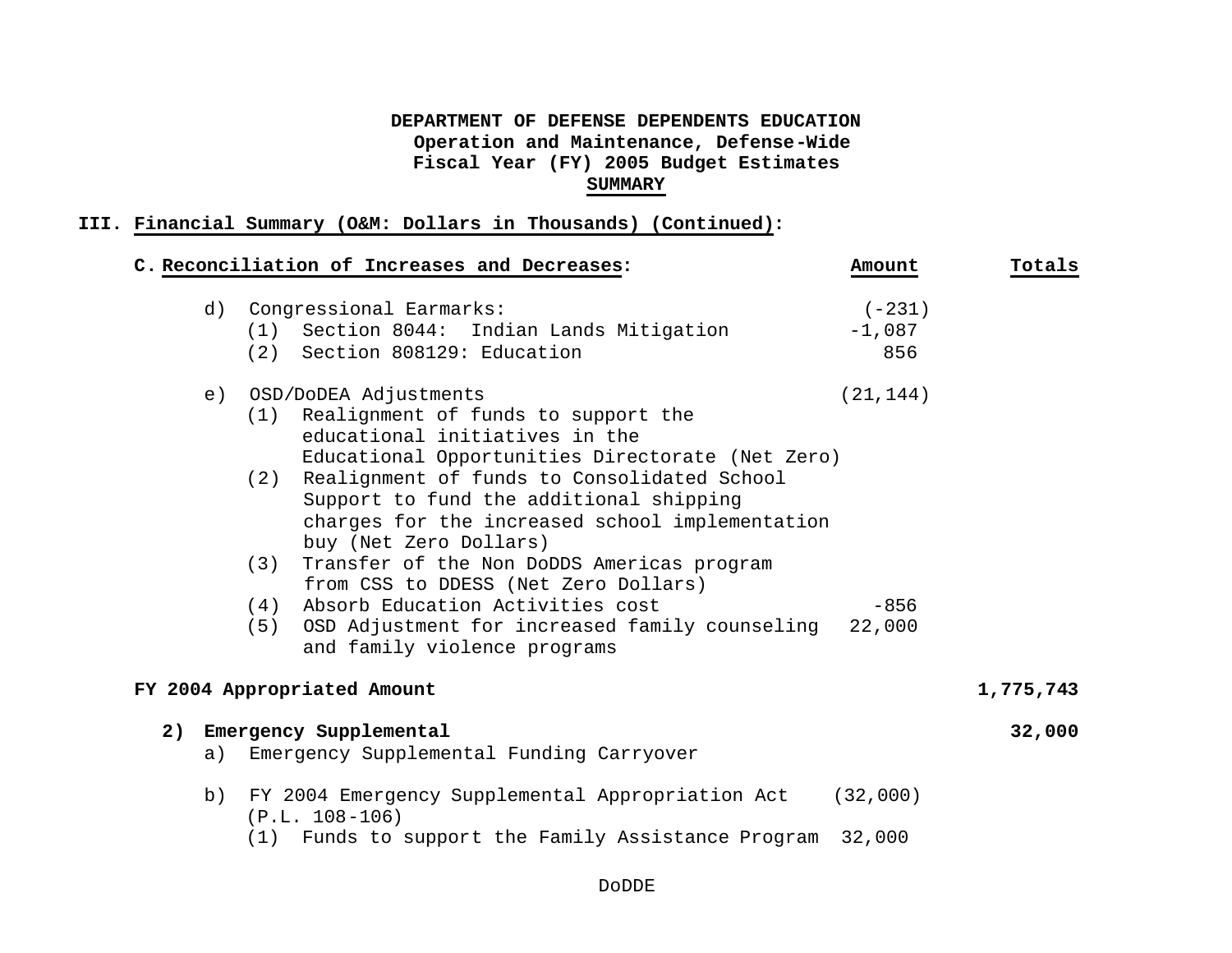**DEPARTMENT OF DEFENSE DEPENDENTS EDUCATION**
**Operation and Maintenance, Defense-Wide**
**Fiscal Year (FY) 2005 Budget Estimates**
**SUMMARY**

## III. Financial Summary (O&M: Dollars in Thousands) (Continued):

| C. Reconciliation of Increases and Decreases: | Amount | Totals |
|---|---|---|
| d) Congressional Earmarks: | (-231) | |
| (1) Section 8044: Indian Lands Mitigation | -1,087 | |
| (2) Section 808129: Education | 856 | |
| e) OSD/DoDEA Adjustments | (21,144) | |
| (1) Realignment of funds to support the educational initiatives in the Educational Opportunities Directorate (Net Zero) | | |
| (2) Realignment of funds to Consolidated School Support to fund the additional shipping charges for the increased school implementation buy (Net Zero Dollars) | | |
| (3) Transfer of the Non DoDDS Americas program from CSS to DDESS (Net Zero Dollars) | | |
| (4) Absorb Education Activities cost | -856 | |
| (5) OSD Adjustment for increased family counseling and family violence programs | 22,000 | |
| **FY 2004 Appropriated Amount** | | **1,775,743** |
| **2) Emergency Supplemental** | | **32,000** |
| a) Emergency Supplemental Funding Carryover | | |
| b) FY 2004 Emergency Supplemental Appropriation Act (P.L. 108-106) | (32,000) | |
| (1) Funds to support the Family Assistance Program | 32,000 | |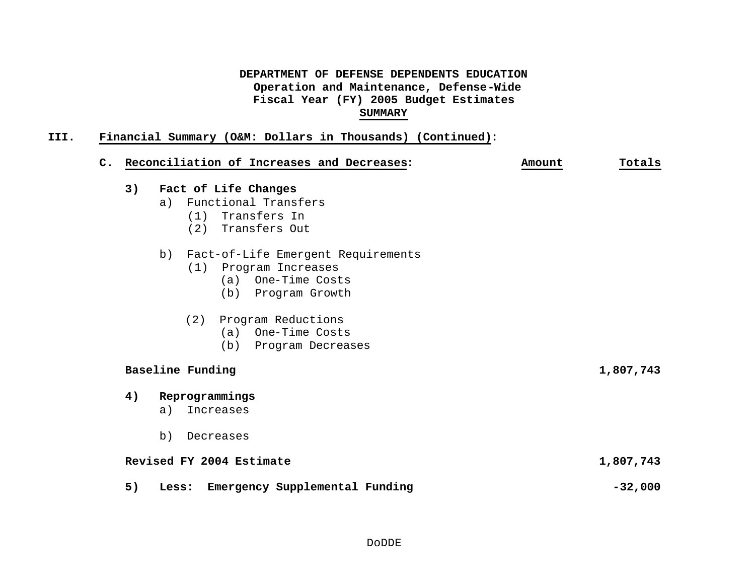**DEPARTMENT OF DEFENSE DEPENDENTS EDUCATION**
**Operation and Maintenance, Defense-Wide**
**Fiscal Year (FY) 2005 Budget Estimates**
**SUMMARY**

**III. Financial Summary (O&M: Dollars in Thousands) (Continued):**

| **C. Reconciliation of Increases and Decreases:** | **Amount** | **Totals** |
|---|---|---|
| **3) Fact of Life Changes** | | |
| a) Functional Transfers | | |
| (1) Transfers In | | |
| (2) Transfers Out | | |
| b) Fact-of-Life Emergent Requirements | | |
| (1) Program Increases | | |
| (a) One-Time Costs | | |
| (b) Program Growth | | |
| (2) Program Reductions | | |
| (a) One-Time Costs | | |
| (b) Program Decreases | | |
| **Baseline Funding** | | **1,807,743** |
| **4) Reprogrammings** | | |
| a) Increases | | |
| b) Decreases | | |
| **Revised FY 2004 Estimate** | | **1,807,743** |
| **5) Less: Emergency Supplemental Funding** | | **-32,000** |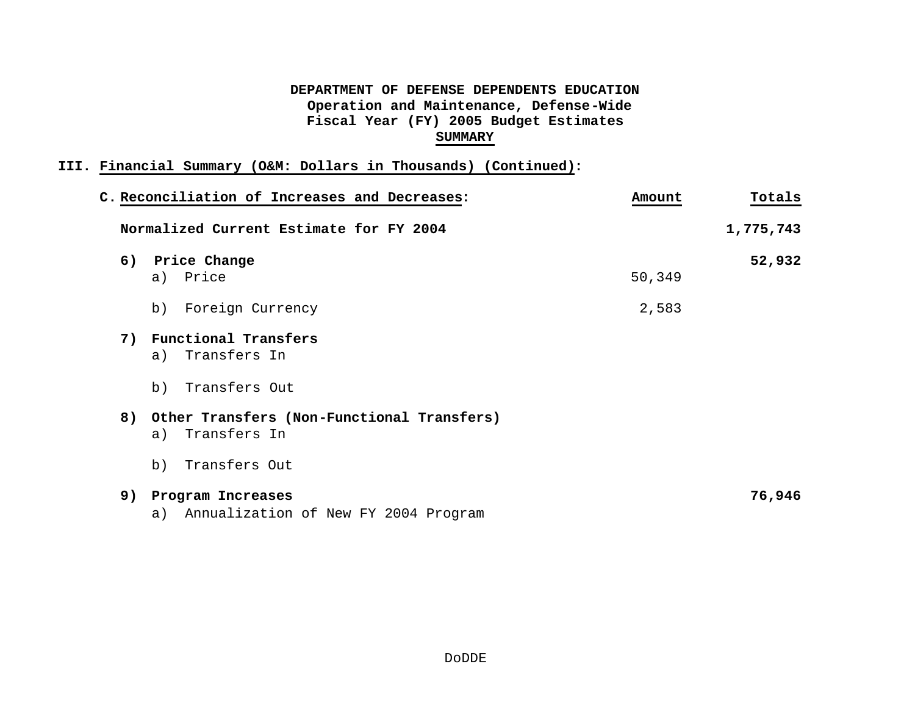**DEPARTMENT OF DEFENSE DEPENDENTS EDUCATION**
**Operation and Maintenance, Defense-Wide**
**Fiscal Year (FY) 2005 Budget Estimates**
**SUMMARY**

**III. Financial Summary (O&M: Dollars in Thousands) (Continued):**

| C. Reconciliation of Increases and Decreases: | Amount | Totals |
|---|---|---|
| **Normalized Current Estimate for FY 2004** | | **1,775,743** |
| **6) Price Change** | | **52,932** |
| a) Price | 50,349 | |
| b) Foreign Currency | 2,583 | |
| **7) Functional Transfers** | | |
| a) Transfers In | | |
| b) Transfers Out | | |
| **8) Other Transfers (Non-Functional Transfers)** | | |
| a) Transfers In | | |
| b) Transfers Out | | |
| **9) Program Increases** | | **76,946** |
| a) Annualization of New FY 2004 Program | | |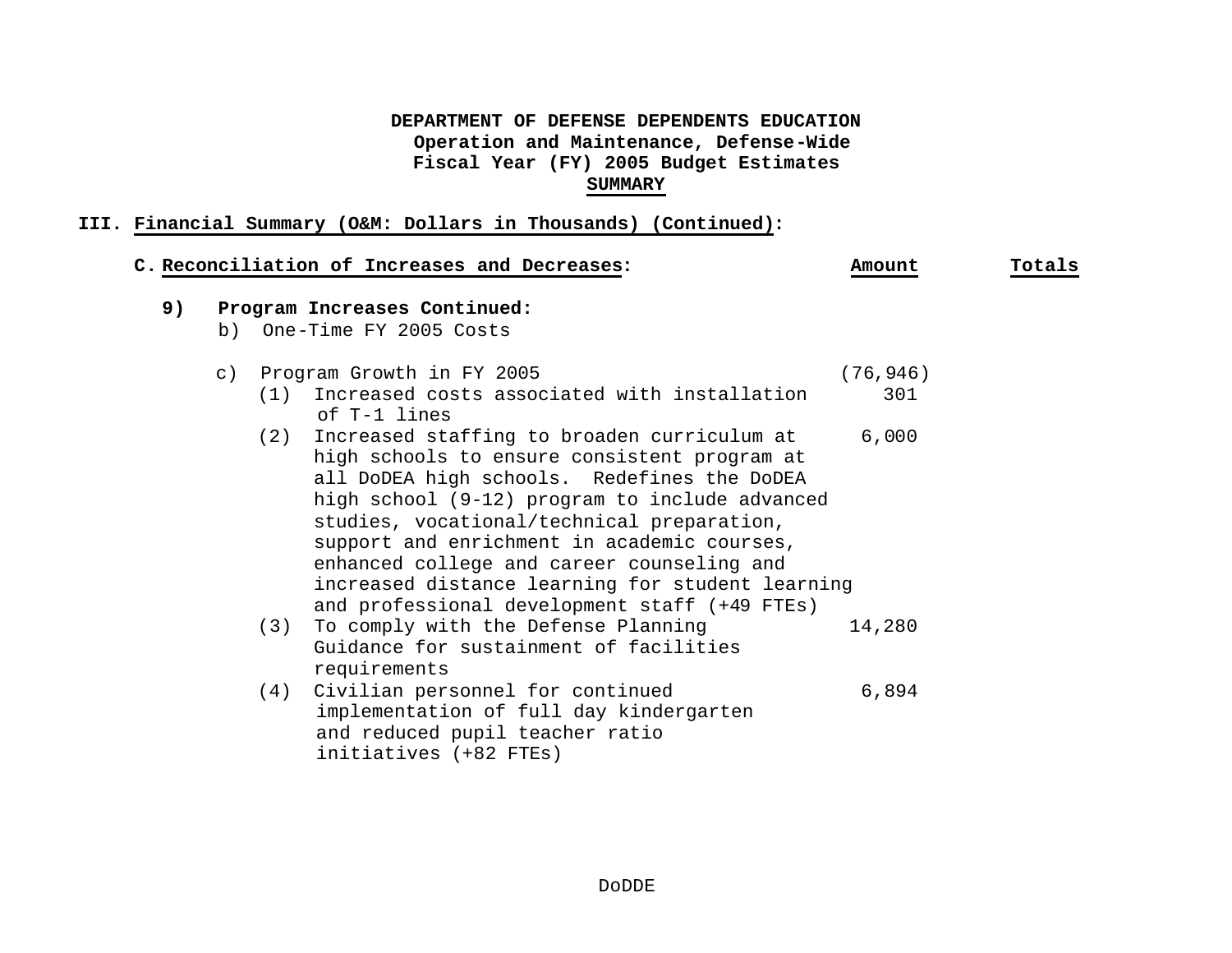**DEPARTMENT OF DEFENSE DEPENDENTS EDUCATION**
**Operation and Maintenance, Defense-Wide**
**Fiscal Year (FY) 2005 Budget Estimates**
**SUMMARY**

**III. Financial Summary (O&M: Dollars in Thousands) (Continued):**

| **C. Reconciliation of Increases and Decreases:** | **Amount** | **Totals** |
|---|---|---|
| **9) Program Increases Continued:** | | |
| b) One-Time FY 2005 Costs | | |
| c) Program Growth in FY 2005 | (76,946) | |
| (1) Increased costs associated with installation of T-1 lines | 301 | |
| (2) Increased staffing to broaden curriculum at high schools to ensure consistent program at all DoDEA high schools. Redefines the DoDEA high school (9-12) program to include advanced studies, vocational/technical preparation, support and enrichment in academic courses, enhanced college and career counseling and increased distance learning for student learning and professional development staff (+49 FTEs) | 6,000 | |
| (3) To comply with the Defense Planning Guidance for sustainment of facilities requirements | 14,280 | |
| (4) Civilian personnel for continued implementation of full day kindergarten and reduced pupil teacher ratio initiatives (+82 FTEs) | 6,894 | |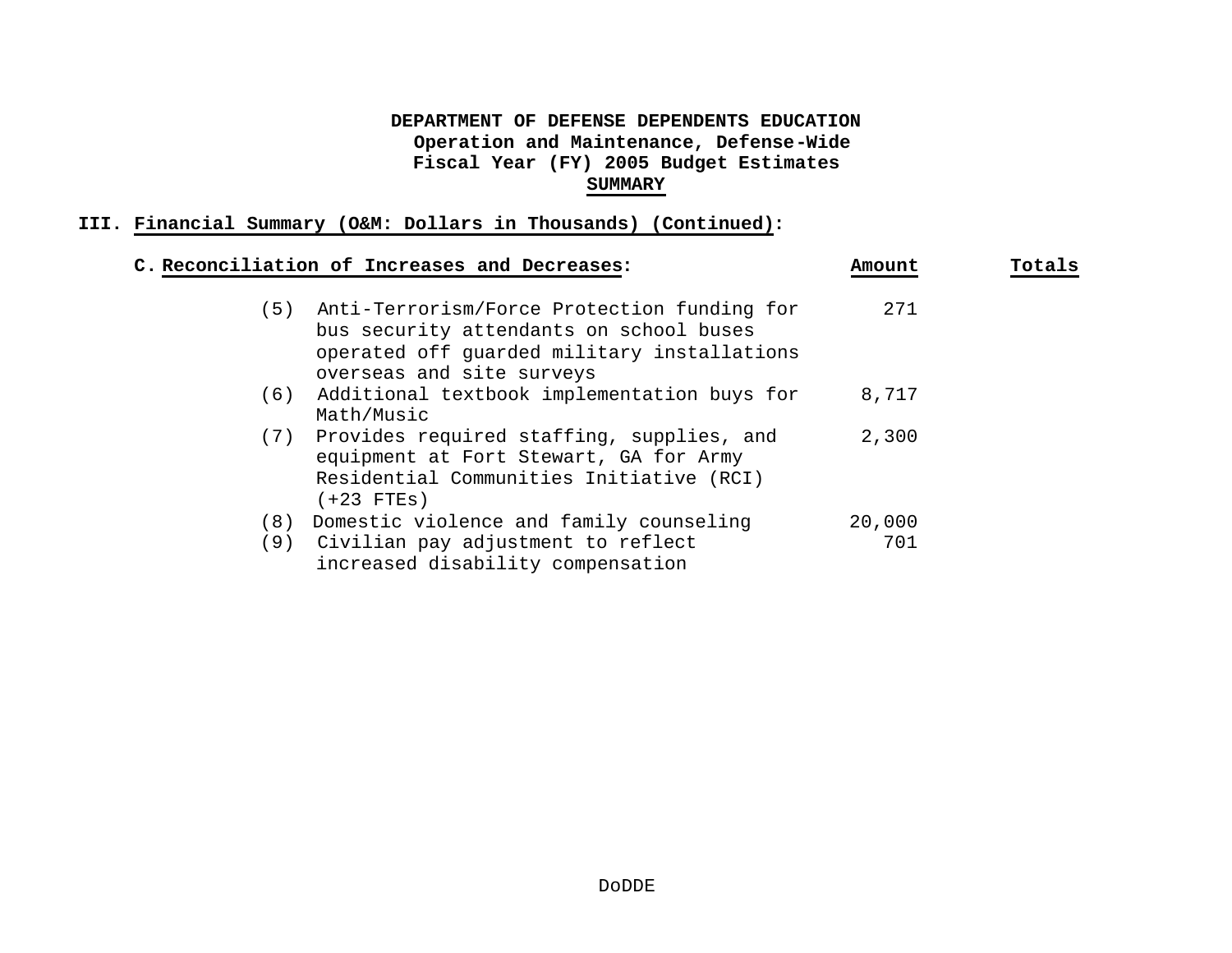**DEPARTMENT OF DEFENSE DEPENDENTS EDUCATION**
**Operation and Maintenance, Defense-Wide**
**Fiscal Year (FY) 2005 Budget Estimates**
**SUMMARY**

**III. Financial Summary (O&M: Dollars in Thousands) (Continued):**

| **C. Reconciliation of Increases and Decreases:** | **Amount** | **Totals** |
|---|---|---|
| (5) Anti-Terrorism/Force Protection funding for bus security attendants on school buses operated off guarded military installations overseas and site surveys | 271 | |
| (6) Additional textbook implementation buys for Math/Music | 8,717 | |
| (7) Provides required staffing, supplies, and equipment at Fort Stewart, GA for Army Residential Communities Initiative (RCI) (+23 FTEs) | 2,300 | |
| (8) Domestic violence and family counseling | 20,000 | |
| (9) Civilian pay adjustment to reflect increased disability compensation | 701 | |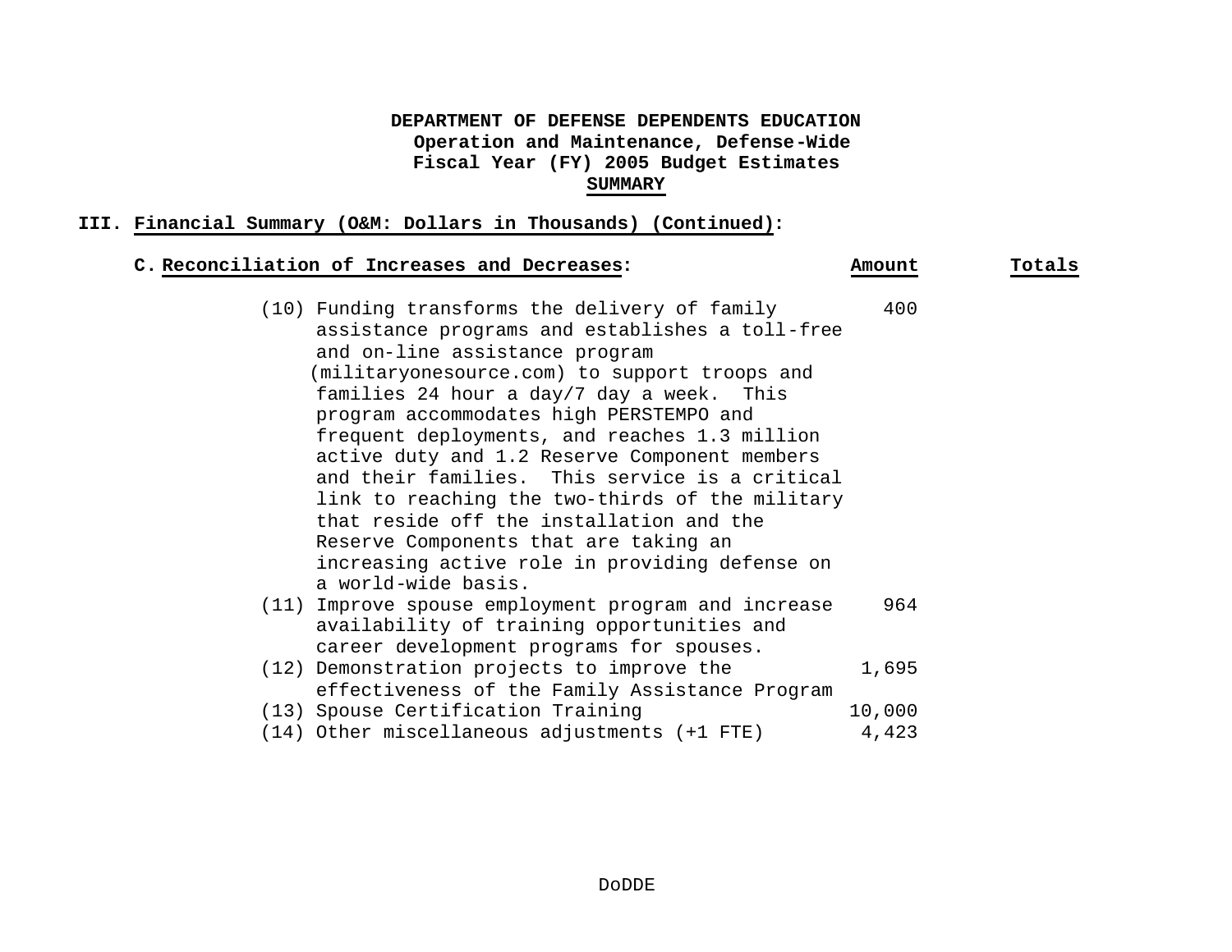**DEPARTMENT OF DEFENSE DEPENDENTS EDUCATION**
**Operation and Maintenance, Defense-Wide**
**Fiscal Year (FY) 2005 Budget Estimates**
**SUMMARY**

## III. Financial Summary (O&M: Dollars in Thousands) (Continued):

### C. Reconciliation of Increases and Decreases:

| | Amount | Totals |
|---|---|---|
| (10) Funding transforms the delivery of family assistance programs and establishes a toll-free and on-line assistance program (militaryonesource.com) to support troops and families 24 hour a day/7 day a week. This program accommodates high PERSTEMPO and frequent deployments, and reaches 1.3 million active duty and 1.2 Reserve Component members and their families. This service is a critical link to reaching the two-thirds of the military that reside off the installation and the Reserve Components that are taking an increasing active role in providing defense on a world-wide basis. | 400 | |
| (11) Improve spouse employment program and increase availability of training opportunities and career development programs for spouses. | 964 | |
| (12) Demonstration projects to improve the effectiveness of the Family Assistance Program | 1,695 | |
| (13) Spouse Certification Training | 10,000 | |
| (14) Other miscellaneous adjustments (+1 FTE) | 4,423 | |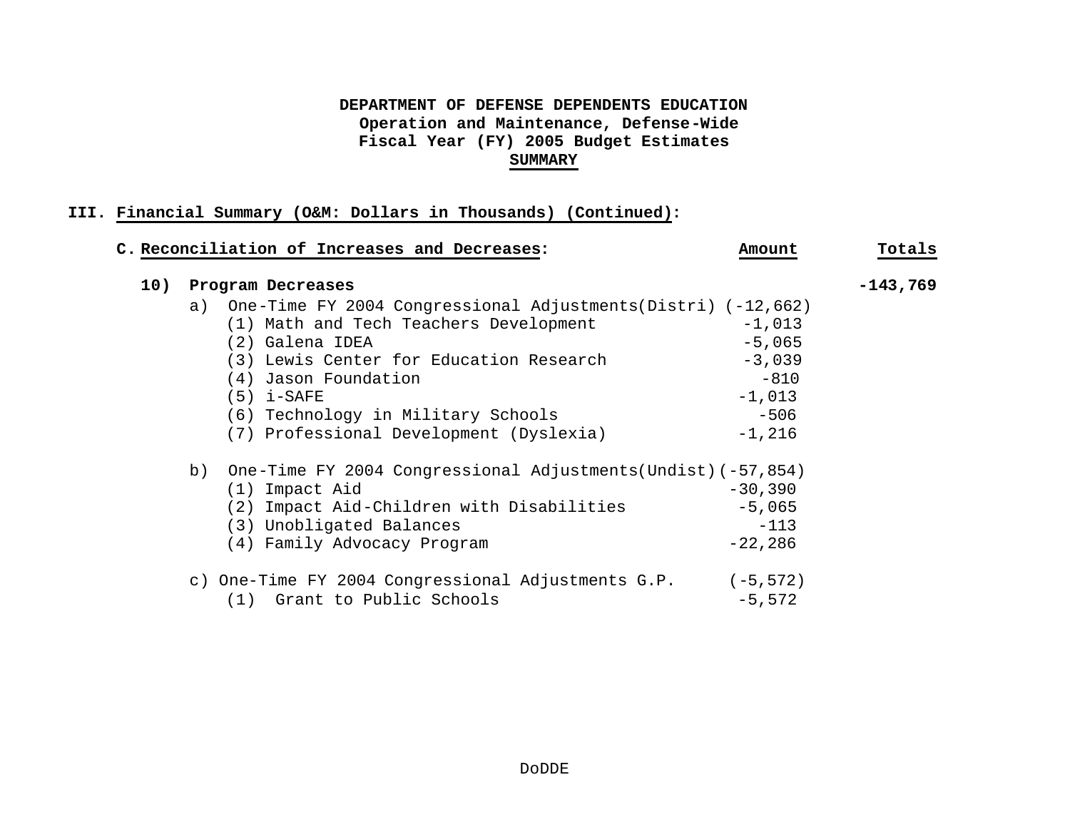**DEPARTMENT OF DEFENSE DEPENDENTS EDUCATION**
**Operation and Maintenance, Defense-Wide**
**Fiscal Year (FY) 2005 Budget Estimates**
**SUMMARY**

**III. Financial Summary (O&M: Dollars in Thousands) (Continued):**

**C. Reconciliation of Increases and Decreases:**

| | Amount | Totals |
|---|---|---|
| **10) Program Decreases** | | **-143,769** |
| a) One-Time FY 2004 Congressional Adjustments(Distri) | (-12,662) | |
| (1) Math and Tech Teachers Development | -1,013 | |
| (2) Galena IDEA | -5,065 | |
| (3) Lewis Center for Education Research | -3,039 | |
| (4) Jason Foundation | -810 | |
| (5) i-SAFE | -1,013 | |
| (6) Technology in Military Schools | -506 | |
| (7) Professional Development (Dyslexia) | -1,216 | |
| b) One-Time FY 2004 Congressional Adjustments(Undist) | (-57,854) | |
| (1) Impact Aid | -30,390 | |
| (2) Impact Aid-Children with Disabilities | -5,065 | |
| (3) Unobligated Balances | -113 | |
| (4) Family Advocacy Program | -22,286 | |
| c) One-Time FY 2004 Congressional Adjustments G.P. | (-5,572) | |
| (1) Grant to Public Schools | -5,572 | |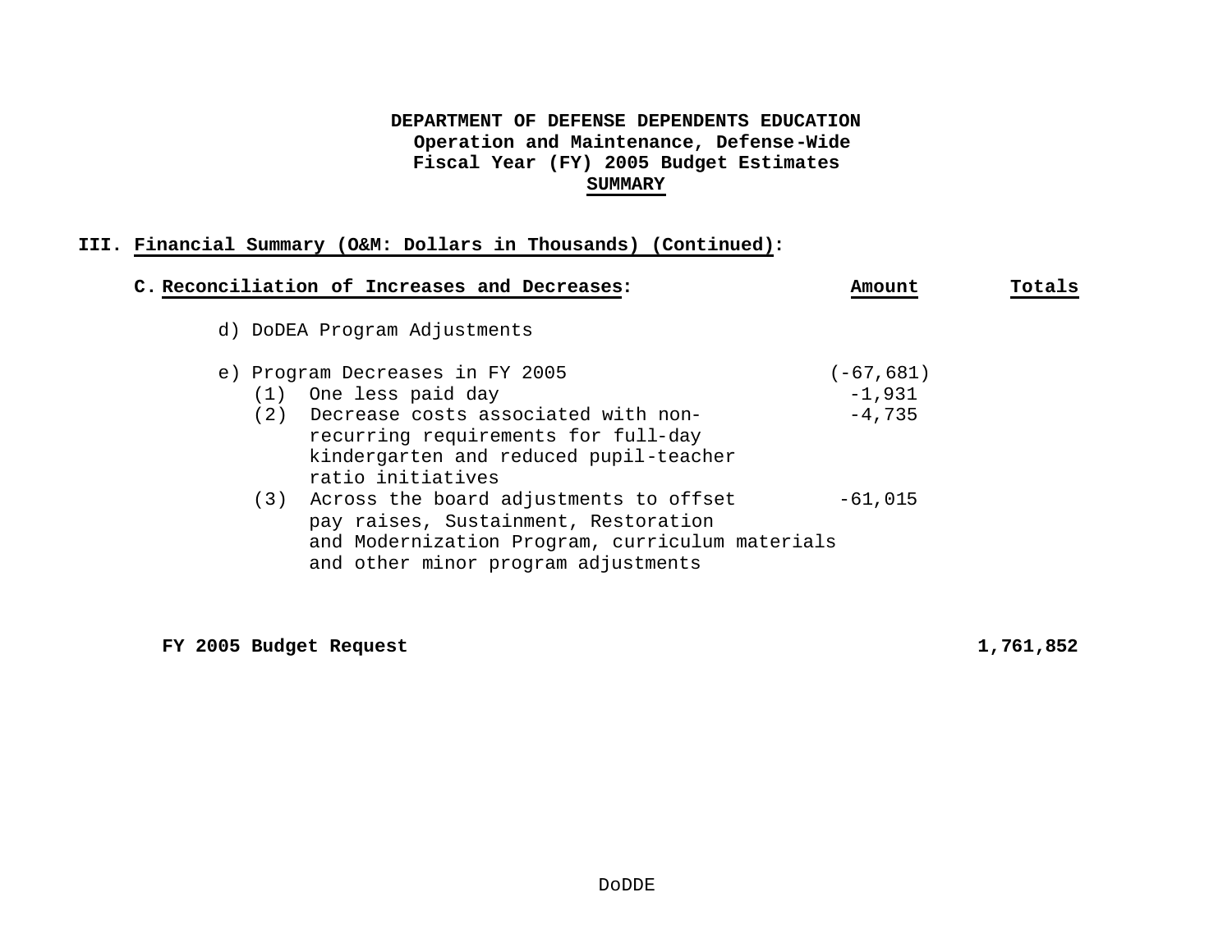**DEPARTMENT OF DEFENSE DEPENDENTS EDUCATION**
**Operation and Maintenance, Defense-Wide**
**Fiscal Year (FY) 2005 Budget Estimates**
**SUMMARY**

**III. Financial Summary (O&M: Dollars in Thousands) (Continued):**

| C. Reconciliation of Increases and Decreases: | Amount | Totals |
|---|---|---|
| d) DoDEA Program Adjustments | | |
| e) Program Decreases in FY 2005 | (-67,681) | |
| (1) One less paid day | -1,931 | |
| (2) Decrease costs associated with non-recurring requirements for full-day kindergarten and reduced pupil-teacher ratio initiatives | -4,735 | |
| (3) Across the board adjustments to offset pay raises, Sustainment, Restoration and Modernization Program, curriculum materials and other minor program adjustments | -61,015 | |
| **FY 2005 Budget Request** | | **1,761,852** |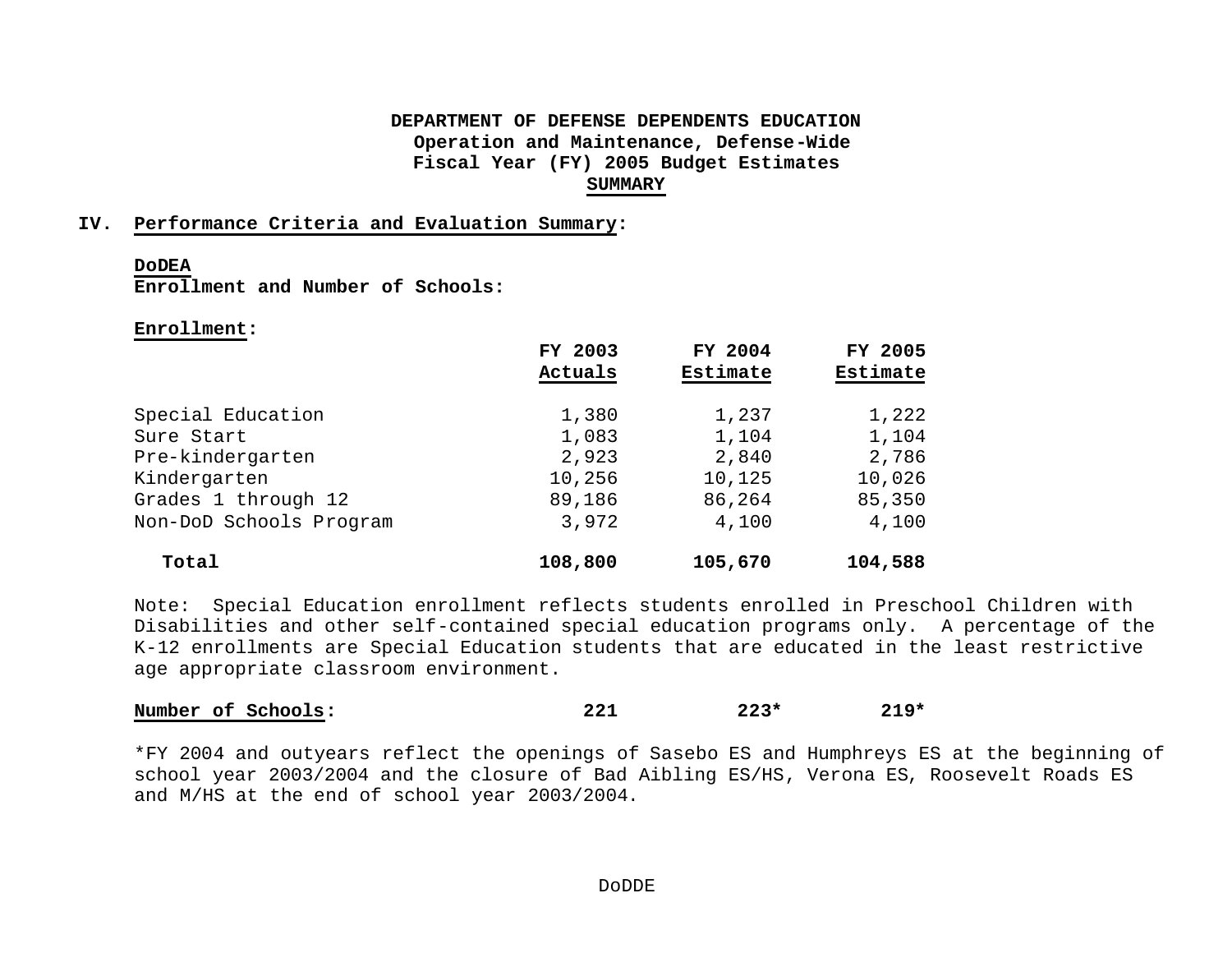**DEPARTMENT OF DEFENSE DEPENDENTS EDUCATION**
**Operation and Maintenance, Defense-Wide**
**Fiscal Year (FY) 2005 Budget Estimates**
**SUMMARY**

## IV. Performance Criteria and Evaluation Summary:

**DoDEA**
**Enrollment and Number of Schools:**

**Enrollment:**

| | FY 2003 Actuals | FY 2004 Estimate | FY 2005 Estimate |
|---|---|---|---|
| Special Education | 1,380 | 1,237 | 1,222 |
| Sure Start | 1,083 | 1,104 | 1,104 |
| Pre-kindergarten | 2,923 | 2,840 | 2,786 |
| Kindergarten | 10,256 | 10,125 | 10,026 |
| Grades 1 through 12 | 89,186 | 86,264 | 85,350 |
| Non-DoD Schools Program | 3,972 | 4,100 | 4,100 |
| **Total** | **108,800** | **105,670** | **104,588** |

Note: Special Education enrollment reflects students enrolled in Preschool Children with Disabilities and other self-contained special education programs only. A percentage of the K-12 enrollments are Special Education students that are educated in the least restrictive age appropriate classroom environment.

| | FY 2003 | FY 2004 | FY 2005 |
|---|---|---|---|
| **Number of Schools:** | **221** | **223*** | **219*** |

*FY 2004 and outyears reflect the openings of Sasebo ES and Humphreys ES at the beginning of school year 2003/2004 and the closure of Bad Aibling ES/HS, Verona ES, Roosevelt Roads ES and M/HS at the end of school year 2003/2004.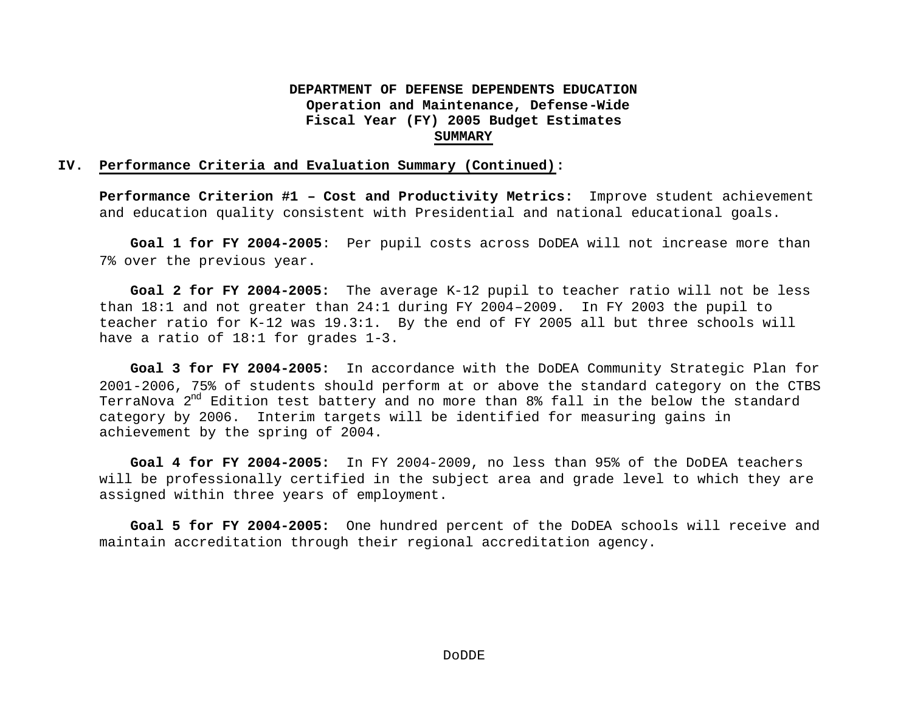**DEPARTMENT OF DEFENSE DEPENDENTS EDUCATION**
**Operation and Maintenance, Defense-Wide**
**Fiscal Year (FY) 2005 Budget Estimates**
**SUMMARY**

## IV. Performance Criteria and Evaluation Summary (Continued):

**Performance Criterion #1 – Cost and Productivity Metrics:** Improve student achievement and education quality consistent with Presidential and national educational goals.

**Goal 1 for FY 2004-2005**: Per pupil costs across DoDEA will not increase more than 7% over the previous year.

**Goal 2 for FY 2004-2005:** The average K-12 pupil to teacher ratio will not be less than 18:1 and not greater than 24:1 during FY 2004–2009. In FY 2003 the pupil to teacher ratio for K-12 was 19.3:1. By the end of FY 2005 all but three schools will have a ratio of 18:1 for grades 1-3.

**Goal 3 for FY 2004-2005:** In accordance with the DoDEA Community Strategic Plan for 2001-2006, 75% of students should perform at or above the standard category on the CTBS TerraNova 2nd Edition test battery and no more than 8% fall in the below the standard category by 2006. Interim targets will be identified for measuring gains in achievement by the spring of 2004.

**Goal 4 for FY 2004-2005:** In FY 2004-2009, no less than 95% of the DoDEA teachers will be professionally certified in the subject area and grade level to which they are assigned within three years of employment.

**Goal 5 for FY 2004-2005:** One hundred percent of the DoDEA schools will receive and maintain accreditation through their regional accreditation agency.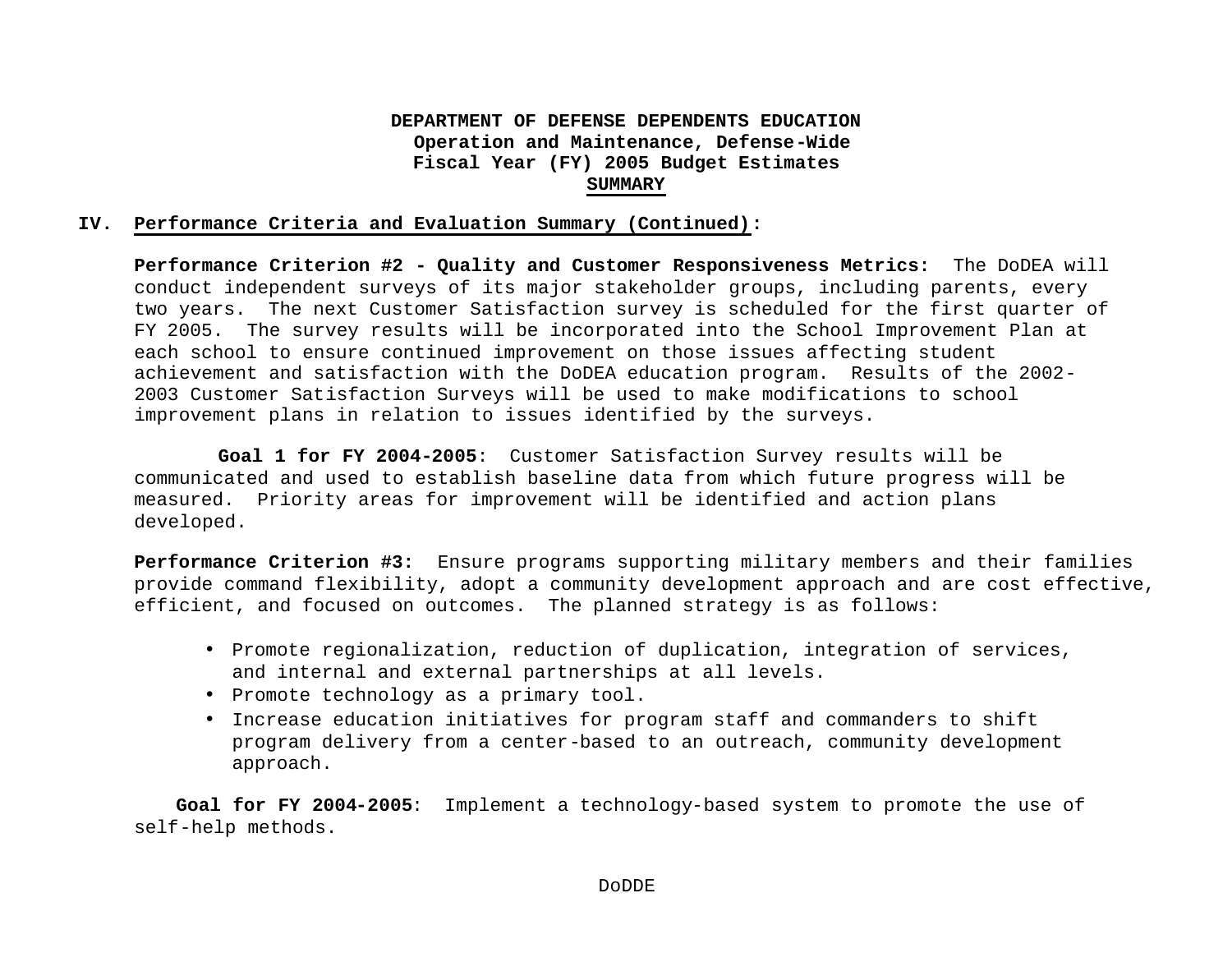**DEPARTMENT OF DEFENSE DEPENDENTS EDUCATION**
**Operation and Maintenance, Defense-Wide**
**Fiscal Year (FY) 2005 Budget Estimates**
**SUMMARY**

## IV. Performance Criteria and Evaluation Summary (Continued):

**Performance Criterion #2 - Quality and Customer Responsiveness Metrics:** The DoDEA will conduct independent surveys of its major stakeholder groups, including parents, every two years. The next Customer Satisfaction survey is scheduled for the first quarter of FY 2005. The survey results will be incorporated into the School Improvement Plan at each school to ensure continued improvement on those issues affecting student achievement and satisfaction with the DoDEA education program. Results of the 2002-2003 Customer Satisfaction Surveys will be used to make modifications to school improvement plans in relation to issues identified by the surveys.

**Goal 1 for FY 2004-2005**: Customer Satisfaction Survey results will be communicated and used to establish baseline data from which future progress will be measured. Priority areas for improvement will be identified and action plans developed.

**Performance Criterion #3:** Ensure programs supporting military members and their families provide command flexibility, adopt a community development approach and are cost effective, efficient, and focused on outcomes. The planned strategy is as follows:

- Promote regionalization, reduction of duplication, integration of services, and internal and external partnerships at all levels.
- Promote technology as a primary tool.
- Increase education initiatives for program staff and commanders to shift program delivery from a center-based to an outreach, community development approach.

**Goal for FY 2004-2005**: Implement a technology-based system to promote the use of self-help methods.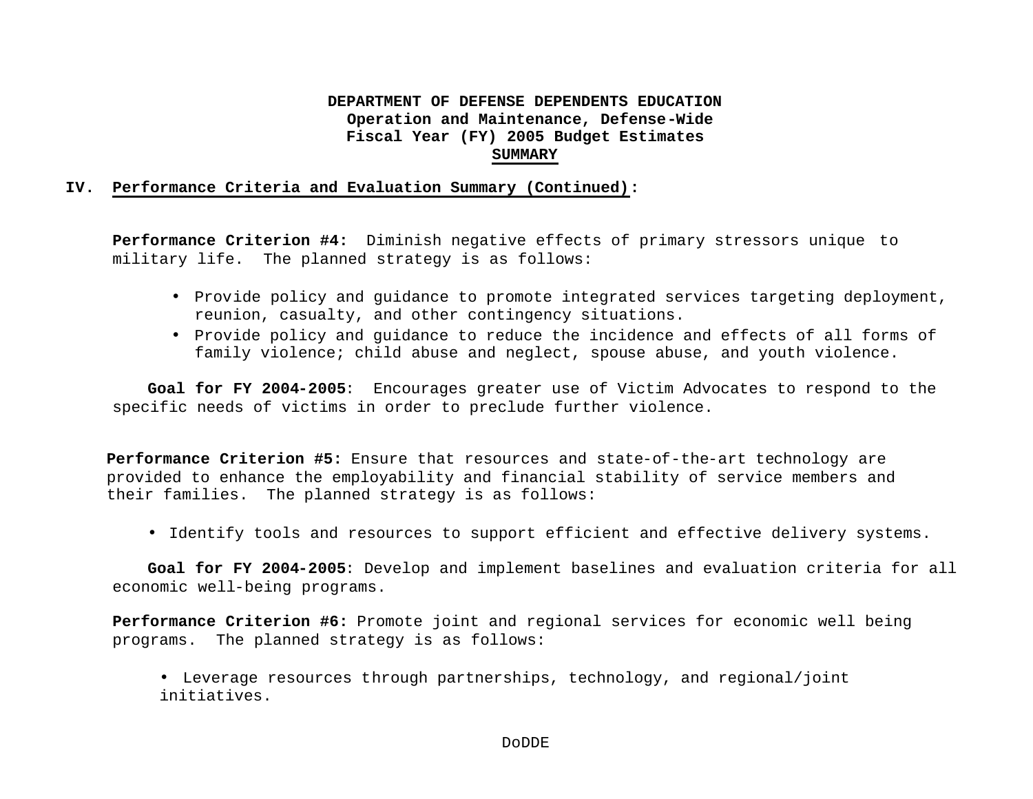**DEPARTMENT OF DEFENSE DEPENDENTS EDUCATION**
**Operation and Maintenance, Defense-Wide**
**Fiscal Year (FY) 2005 Budget Estimates**
**SUMMARY**

## IV. Performance Criteria and Evaluation Summary (Continued):

**Performance Criterion #4:** Diminish negative effects of primary stressors unique to military life. The planned strategy is as follows:

- Provide policy and guidance to promote integrated services targeting deployment, reunion, casualty, and other contingency situations.
- Provide policy and guidance to reduce the incidence and effects of all forms of family violence; child abuse and neglect, spouse abuse, and youth violence.

**Goal for FY 2004-2005**: Encourages greater use of Victim Advocates to respond to the specific needs of victims in order to preclude further violence.

**Performance Criterion #5:** Ensure that resources and state-of-the-art technology are provided to enhance the employability and financial stability of service members and their families. The planned strategy is as follows:

- Identify tools and resources to support efficient and effective delivery systems.

**Goal for FY 2004-2005**: Develop and implement baselines and evaluation criteria for all economic well-being programs.

**Performance Criterion #6:** Promote joint and regional services for economic well being programs. The planned strategy is as follows:

- Leverage resources through partnerships, technology, and regional/joint initiatives.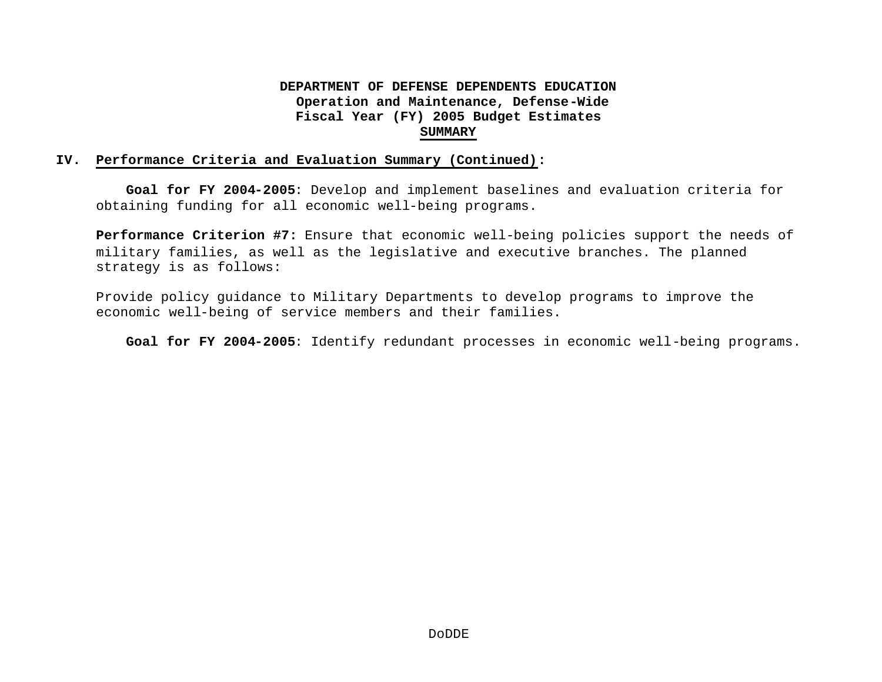**DEPARTMENT OF DEFENSE DEPENDENTS EDUCATION**
**Operation and Maintenance, Defense-Wide**
**Fiscal Year (FY) 2005 Budget Estimates**
**SUMMARY**

## IV. Performance Criteria and Evaluation Summary (Continued):

**Goal for FY 2004-2005**: Develop and implement baselines and evaluation criteria for obtaining funding for all economic well-being programs.

**Performance Criterion #7:** Ensure that economic well-being policies support the needs of military families, as well as the legislative and executive branches. The planned strategy is as follows:

Provide policy guidance to Military Departments to develop programs to improve the economic well-being of service members and their families.

**Goal for FY 2004-2005**: Identify redundant processes in economic well-being programs.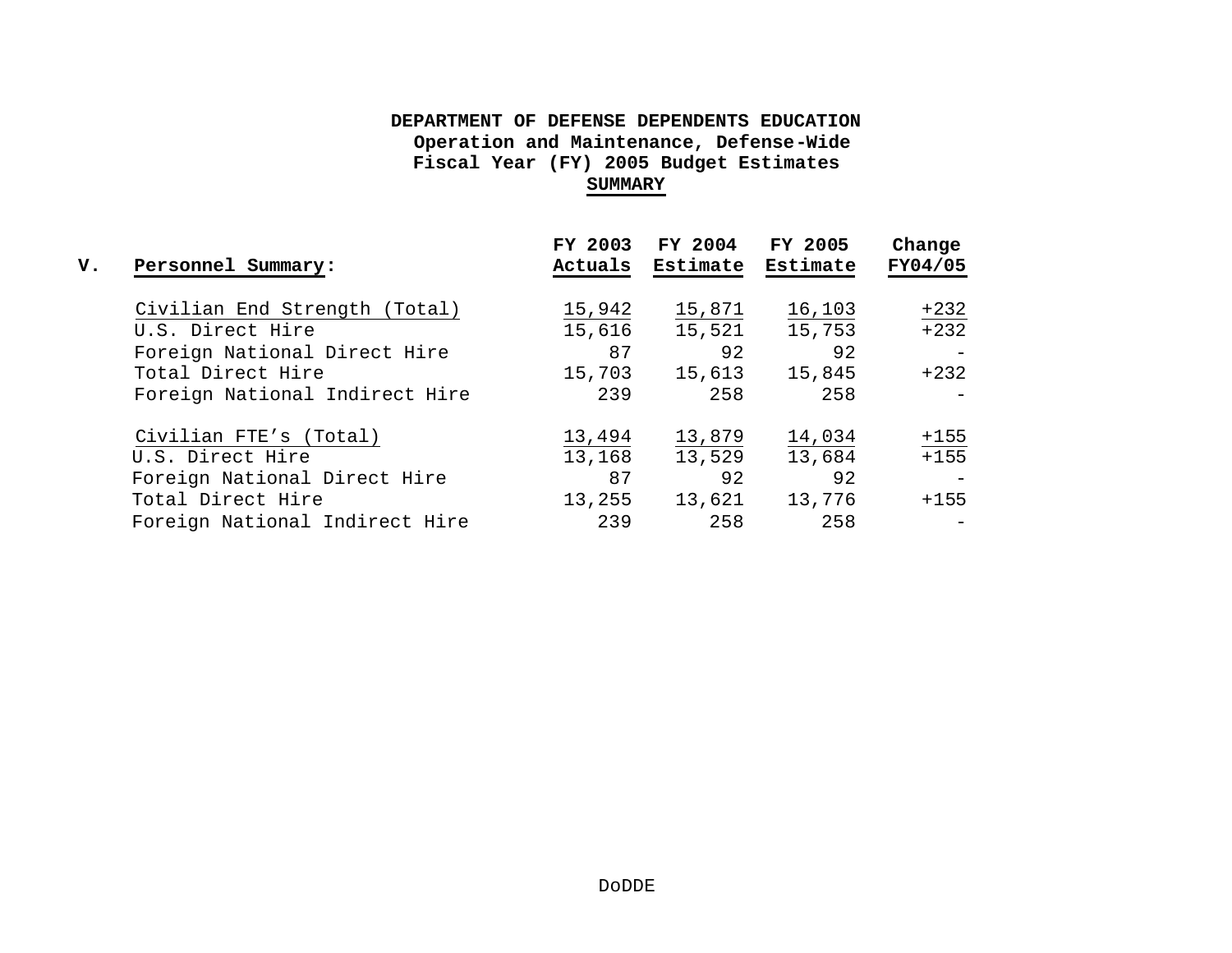**DEPARTMENT OF DEFENSE DEPENDENTS EDUCATION**
**Operation and Maintenance, Defense-Wide**
**Fiscal Year (FY) 2005 Budget Estimates**
**SUMMARY**

**V. Personnel Summary:**

| | FY 2003 Actuals | FY 2004 Estimate | FY 2005 Estimate | Change FY04/05 |
|---|---|---|---|---|
| Civilian End Strength (Total) | 15,942 | 15,871 | 16,103 | +232 |
| U.S. Direct Hire | 15,616 | 15,521 | 15,753 | +232 |
| Foreign National Direct Hire | 87 | 92 | 92 | - |
| Total Direct Hire | 15,703 | 15,613 | 15,845 | +232 |
| Foreign National Indirect Hire | 239 | 258 | 258 | - |
| Civilian FTE's (Total) | 13,494 | 13,879 | 14,034 | +155 |
| U.S. Direct Hire | 13,168 | 13,529 | 13,684 | +155 |
| Foreign National Direct Hire | 87 | 92 | 92 | - |
| Total Direct Hire | 13,255 | 13,621 | 13,776 | +155 |
| Foreign National Indirect Hire | 239 | 258 | 258 | - |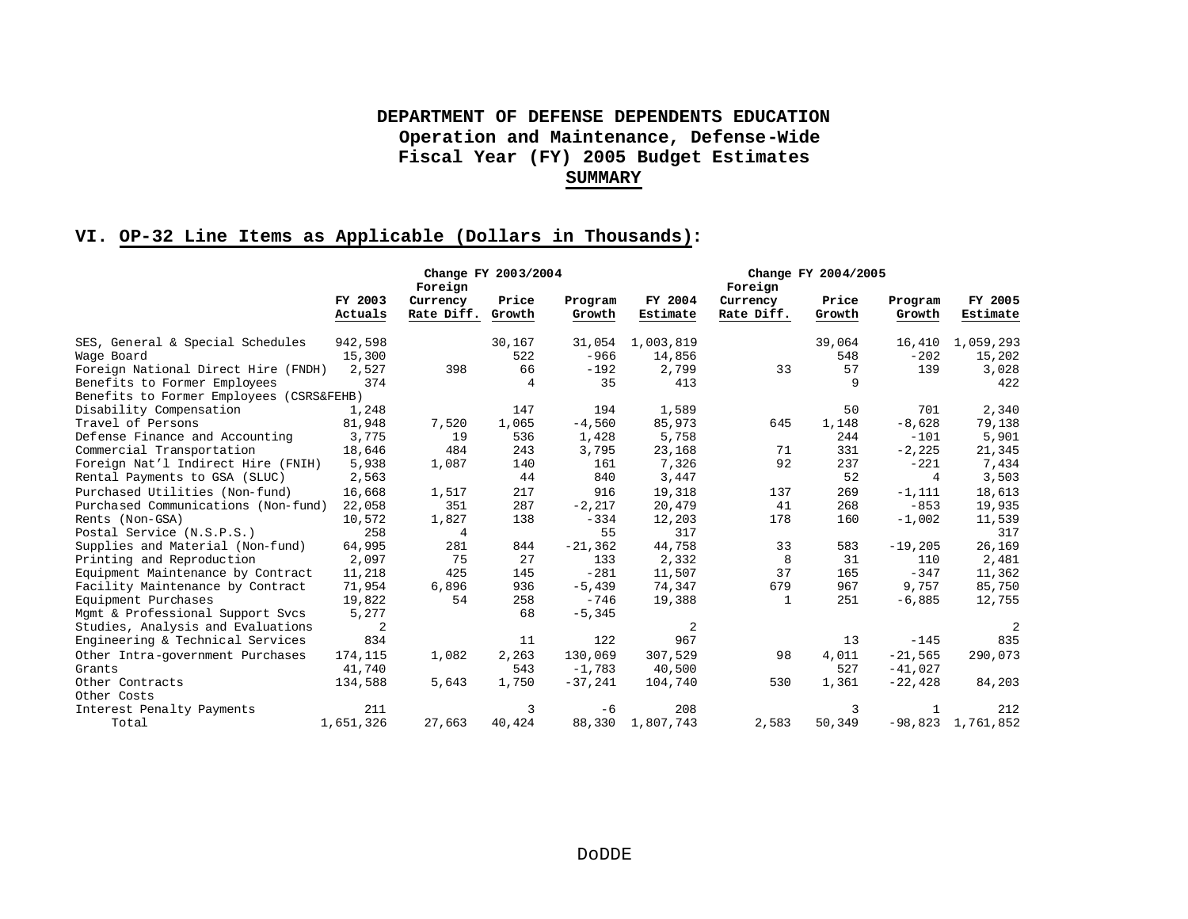# DEPARTMENT OF DEFENSE DEPENDENTS EDUCATION
## Operation and Maintenance, Defense-Wide
## Fiscal Year (FY) 2005 Budget Estimates
## SUMMARY

### VI. OP-32 Line Items as Applicable (Dollars in Thousands):

| | FY 2003 Actuals | Change FY 2003/2004 | | | FY 2004 Estimate | Change FY 2004/2005 | | | FY 2005 Estimate |
|---|---|---|---|---|---|---|---|---|---|
| | | Foreign Currency Rate Diff. | Price Growth | Program Growth | | Foreign Currency Rate Diff. | Price Growth | Program Growth | |
| SES, General & Special Schedules | 942,598 | | 30,167 | 31,054 | 1,003,819 | | 39,064 | 16,410 | 1,059,293 |
| Wage Board | 15,300 | | 522 | -966 | 14,856 | | 548 | -202 | 15,202 |
| Foreign National Direct Hire (FNDH) | 2,527 | 398 | 66 | -192 | 2,799 | 33 | 57 | 139 | 3,028 |
| Benefits to Former Employees | 374 | | 4 | 35 | 413 | | 9 | | 422 |
| Benefits to Former Employees (CSRS&FEHB) | | | | | | | | | |
| Disability Compensation | 1,248 | | 147 | 194 | 1,589 | | 50 | 701 | 2,340 |
| Travel of Persons | 81,948 | 7,520 | 1,065 | -4,560 | 85,973 | 645 | 1,148 | -8,628 | 79,138 |
| Defense Finance and Accounting | 3,775 | 19 | 536 | 1,428 | 5,758 | | 244 | -101 | 5,901 |
| Commercial Transportation | 18,646 | 484 | 243 | 3,795 | 23,168 | 71 | 331 | -2,225 | 21,345 |
| Foreign Nat'l Indirect Hire (FNIH) | 5,938 | 1,087 | 140 | 161 | 7,326 | 92 | 237 | -221 | 7,434 |
| Rental Payments to GSA (SLUC) | 2,563 | | 44 | 840 | 3,447 | | 52 | 4 | 3,503 |
| Purchased Utilities (Non-fund) | 16,668 | 1,517 | 217 | 916 | 19,318 | 137 | 269 | -1,111 | 18,613 |
| Purchased Communications (Non-fund) | 22,058 | 351 | 287 | -2,217 | 20,479 | 41 | 268 | -853 | 19,935 |
| Rents (Non-GSA) | 10,572 | 1,827 | 138 | -334 | 12,203 | 178 | 160 | -1,002 | 11,539 |
| Postal Service (N.S.P.S.) | 258 | 4 | | 55 | 317 | | | | 317 |
| Supplies and Material (Non-fund) | 64,995 | 281 | 844 | -21,362 | 44,758 | 33 | 583 | -19,205 | 26,169 |
| Printing and Reproduction | 2,097 | 75 | 27 | 133 | 2,332 | 8 | 31 | 110 | 2,481 |
| Equipment Maintenance by Contract | 11,218 | 425 | 145 | -281 | 11,507 | 37 | 165 | -347 | 11,362 |
| Facility Maintenance by Contract | 71,954 | 6,896 | 936 | -5,439 | 74,347 | 679 | 967 | 9,757 | 85,750 |
| Equipment Purchases | 19,822 | 54 | 258 | -746 | 19,388 | 1 | 251 | -6,885 | 12,755 |
| Mgmt & Professional Support Svcs | 5,277 | | 68 | -5,345 | | | | | |
| Studies, Analysis and Evaluations | 2 | | | | 2 | | | | 2 |
| Engineering & Technical Services | 834 | | 11 | 122 | 967 | | 13 | -145 | 835 |
| Other Intra-government Purchases | 174,115 | 1,082 | 2,263 | 130,069 | 307,529 | 98 | 4,011 | -21,565 | 290,073 |
| Grants | 41,740 | | 543 | -1,783 | 40,500 | | 527 | -41,027 | |
| Other Contracts | 134,588 | 5,643 | 1,750 | -37,241 | 104,740 | 530 | 1,361 | -22,428 | 84,203 |
| Other Costs | | | | | | | | | |
| Interest Penalty Payments | 211 | | 3 | -6 | 208 | | 3 | 1 | 212 |
| Total | 1,651,326 | 27,663 | 40,424 | 88,330 | 1,807,743 | 2,583 | 50,349 | -98,823 | 1,761,852 |

DoDDE